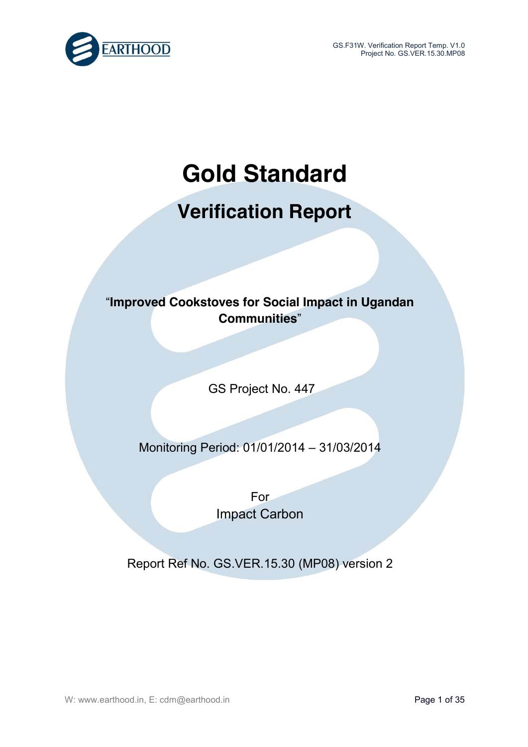# Gold Standard

## Verification Report

**"Improved Cookstoves for Social Impact in Ugandan Communities"**

GS Project No. 447

Monitoring Period: 01/01/2014 – 31/03/2014

For
Impact Carbon

Report Ref No. GS.VER.15.30 (MP08) version 2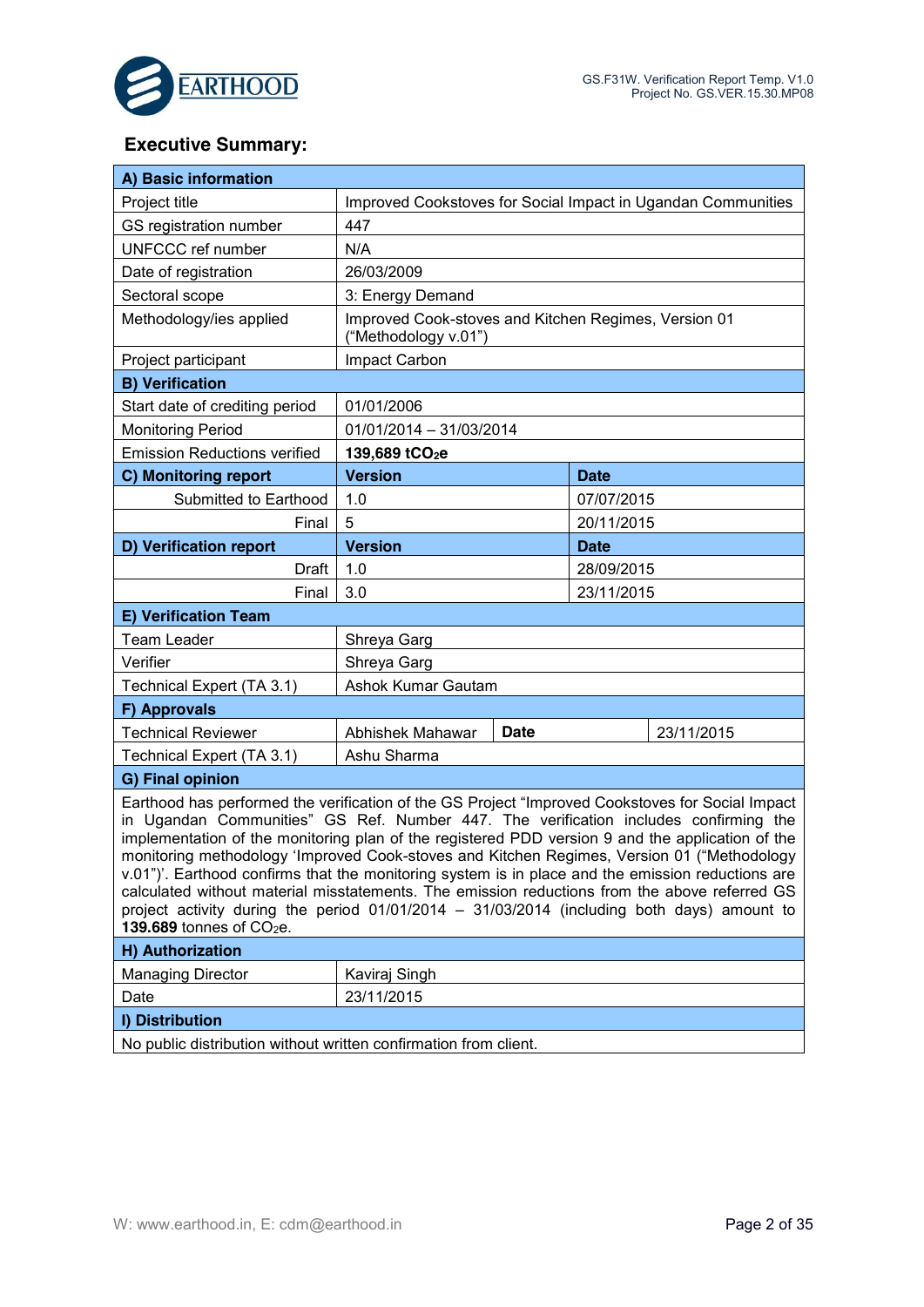## Executive Summary:

| **A) Basic information** | | | |
|---|---|---|---|
| Project title | Improved Cookstoves for Social Impact in Ugandan Communities | | |
| GS registration number | 447 | | |
| UNFCCC ref number | N/A | | |
| Date of registration | 26/03/2009 | | |
| Sectoral scope | 3: Energy Demand | | |
| Methodology/ies applied | Improved Cook-stoves and Kitchen Regimes, Version 01 ("Methodology v.01") | | |
| Project participant | Impact Carbon | | |
| **B) Verification** | | | |
| Start date of crediting period | 01/01/2006 | | |
| Monitoring Period | 01/01/2014 – 31/03/2014 | | |
| Emission Reductions verified | **139,689 $tCO_2e$** | | |
| **C) Monitoring report** | **Version** | **Date** | |
| Submitted to Earthood | 1.0 | 07/07/2015 | |
| Final | 5 | 20/11/2015 | |
| **D) Verification report** | **Version** | **Date** | |
| Draft | 1.0 | 28/09/2015 | |
| Final | 3.0 | 23/11/2015 | |
| **E) Verification Team** | | | |
| Team Leader | Shreya Garg | | |
| Verifier | Shreya Garg | | |
| Technical Expert (TA 3.1) | Ashok Kumar Gautam | | |
| **F) Approvals** | | | |
| Technical Reviewer | Abhishek Mahawar | **Date** | 23/11/2015 |
| Technical Expert (TA 3.1) | Ashu Sharma | | |
| **G) Final opinion** | | | |
| Earthood has performed the verification of the GS Project "Improved Cookstoves for Social Impact in Ugandan Communities" GS Ref. Number 447. The verification includes confirming the implementation of the monitoring plan of the registered PDD version 9 and the application of the monitoring methodology 'Improved Cook-stoves and Kitchen Regimes, Version 01 ("Methodology v.01")'. Earthood confirms that the monitoring system is in place and the emission reductions are calculated without material misstatements. The emission reductions from the above referred GS project activity during the period 01/01/2014 – 31/03/2014 (including both days) amount to **139.689** tonnes of $CO_2e$. | | | |
| **H) Authorization** | | | |
| Managing Director | Kaviraj Singh | | |
| Date | 23/11/2015 | | |
| **I) Distribution** | | | |
| No public distribution without written confirmation from client. | | | |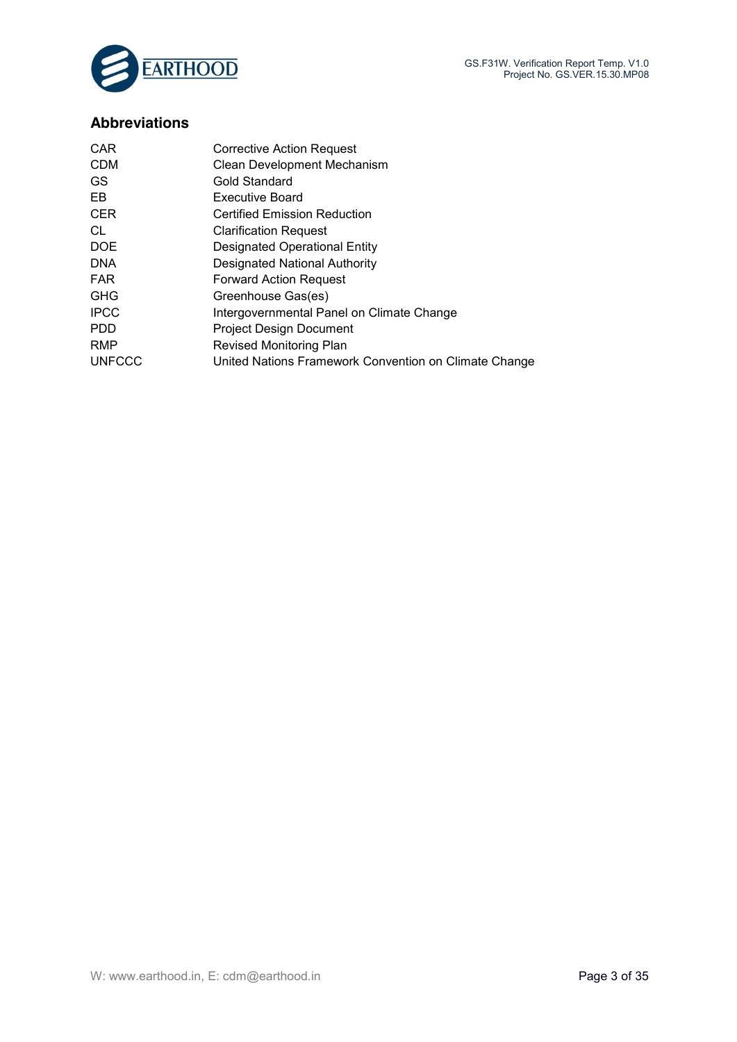## Abbreviations

| | |
|---|---|
| CAR | Corrective Action Request |
| CDM | Clean Development Mechanism |
| GS | Gold Standard |
| EB | Executive Board |
| CER | Certified Emission Reduction |
| CL | Clarification Request |
| DOE | Designated Operational Entity |
| DNA | Designated National Authority |
| FAR | Forward Action Request |
| GHG | Greenhouse Gas(es) |
| IPCC | Intergovernmental Panel on Climate Change |
| PDD | Project Design Document |
| RMP | Revised Monitoring Plan |
| UNFCCC | United Nations Framework Convention on Climate Change |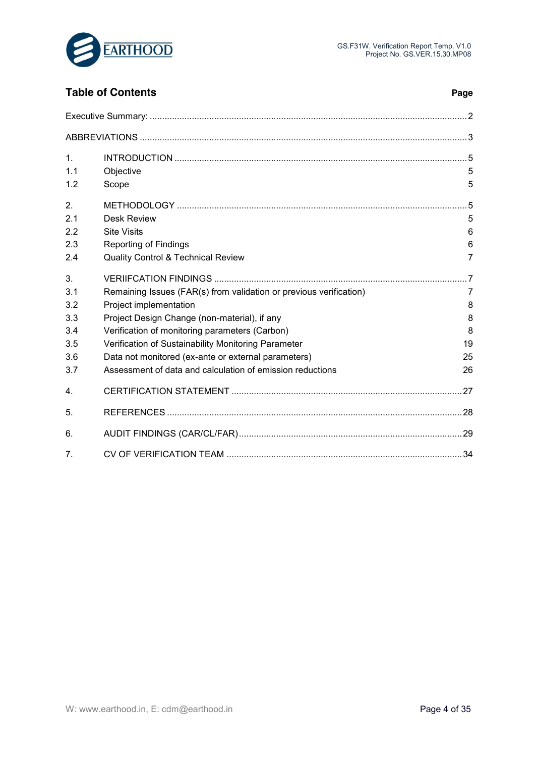## Table of Contents

| | | Page |
|---|---|---|
| Executive Summary: | | 2 |
| ABBREVIATIONS | | 3 |
| 1. | INTRODUCTION | 5 |
| 1.1 | Objective | 5 |
| 1.2 | Scope | 5 |
| 2. | METHODOLOGY | 5 |
| 2.1 | Desk Review | 5 |
| 2.2 | Site Visits | 6 |
| 2.3 | Reporting of Findings | 6 |
| 2.4 | Quality Control & Technical Review | 7 |
| 3. | VERIIFCATION FINDINGS | 7 |
| 3.1 | Remaining Issues (FAR(s) from validation or previous verification) | 7 |
| 3.2 | Project implementation | 8 |
| 3.3 | Project Design Change (non-material), if any | 8 |
| 3.4 | Verification of monitoring parameters (Carbon) | 8 |
| 3.5 | Verification of Sustainability Monitoring Parameter | 19 |
| 3.6 | Data not monitored (ex-ante or external parameters) | 25 |
| 3.7 | Assessment of data and calculation of emission reductions | 26 |
| 4. | CERTIFICATION STATEMENT | 27 |
| 5. | REFERENCES | 28 |
| 6. | AUDIT FINDINGS (CAR/CL/FAR) | 29 |
| 7. | CV OF VERIFICATION TEAM | 34 |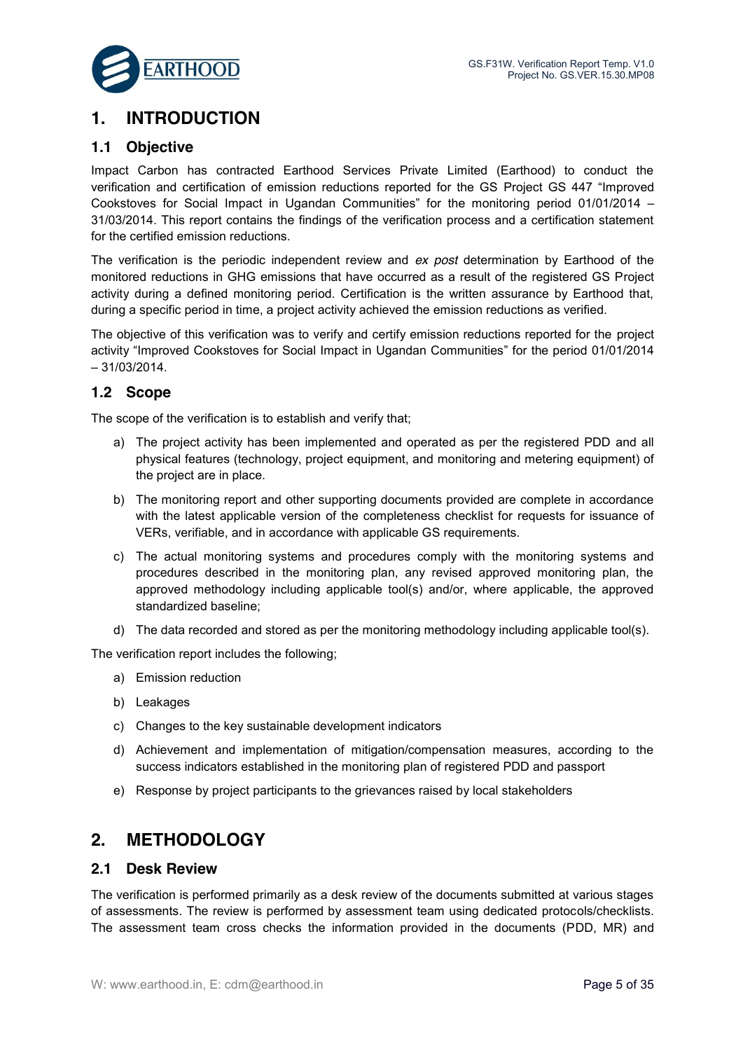# 1. INTRODUCTION

## 1.1 Objective

Impact Carbon has contracted Earthood Services Private Limited (Earthood) to conduct the verification and certification of emission reductions reported for the GS Project GS 447 "Improved Cookstoves for Social Impact in Ugandan Communities" for the monitoring period 01/01/2014 – 31/03/2014. This report contains the findings of the verification process and a certification statement for the certified emission reductions.

The verification is the periodic independent review and *ex post* determination by Earthood of the monitored reductions in GHG emissions that have occurred as a result of the registered GS Project activity during a defined monitoring period. Certification is the written assurance by Earthood that, during a specific period in time, a project activity achieved the emission reductions as verified.

The objective of this verification was to verify and certify emission reductions reported for the project activity "Improved Cookstoves for Social Impact in Ugandan Communities" for the period 01/01/2014 – 31/03/2014.

## 1.2 Scope

The scope of the verification is to establish and verify that;

a) The project activity has been implemented and operated as per the registered PDD and all physical features (technology, project equipment, and monitoring and metering equipment) of the project are in place.

b) The monitoring report and other supporting documents provided are complete in accordance with the latest applicable version of the completeness checklist for requests for issuance of VERs, verifiable, and in accordance with applicable GS requirements.

c) The actual monitoring systems and procedures comply with the monitoring systems and procedures described in the monitoring plan, any revised approved monitoring plan, the approved methodology including applicable tool(s) and/or, where applicable, the approved standardized baseline;

d) The data recorded and stored as per the monitoring methodology including applicable tool(s).

The verification report includes the following;

a) Emission reduction

b) Leakages

c) Changes to the key sustainable development indicators

d) Achievement and implementation of mitigation/compensation measures, according to the success indicators established in the monitoring plan of registered PDD and passport

e) Response by project participants to the grievances raised by local stakeholders

# 2. METHODOLOGY

## 2.1 Desk Review

The verification is performed primarily as a desk review of the documents submitted at various stages of assessments. The review is performed by assessment team using dedicated protocols/checklists. The assessment team cross checks the information provided in the documents (PDD, MR) and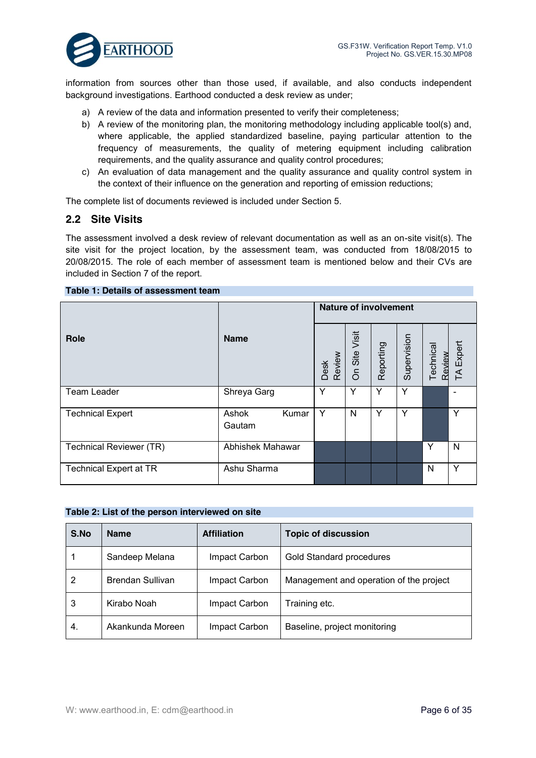information from sources other than those used, if available, and also conducts independent background investigations. Earthood conducted a desk review as under;

a) A review of the data and information presented to verify their completeness;
b) A review of the monitoring plan, the monitoring methodology including applicable tool(s) and, where applicable, the applied standardized baseline, paying particular attention to the frequency of measurements, the quality of metering equipment including calibration requirements, and the quality assurance and quality control procedures;
c) An evaluation of data management and the quality assurance and quality control system in the context of their influence on the generation and reporting of emission reductions;

The complete list of documents reviewed is included under Section 5.

## 2.2 Site Visits

The assessment involved a desk review of relevant documentation as well as an on-site visit(s). The site visit for the project location, by the assessment team, was conducted from 18/08/2015 to 20/08/2015. The role of each member of assessment team is mentioned below and their CVs are included in Section 7 of the report.

**Table 1: Details of assessment team**

| Role | Name | Nature of involvement | | | | | |
|---|---|---|---|---|---|---|---|
| | | Desk Review | On Site Visit | Reporting | Supervision | Technical Review | TA Expert |
| Team Leader | Shreya Garg | Y | Y | Y | Y | | - |
| Technical Expert | Ashok Kumar Gautam | Y | N | Y | Y | | Y |
| Technical Reviewer (TR) | Abhishek Mahawar | | | | | Y | N |
| Technical Expert at TR | Ashu Sharma | | | | | N | Y |

**Table 2: List of the person interviewed on site**

| S.No | Name | Affiliation | Topic of discussion |
|---|---|---|---|
| 1 | Sandeep Melana | Impact Carbon | Gold Standard procedures |
| 2 | Brendan Sullivan | Impact Carbon | Management and operation of the project |
| 3 | Kirabo Noah | Impact Carbon | Training etc. |
| 4. | Akankunda Moreen | Impact Carbon | Baseline, project monitoring |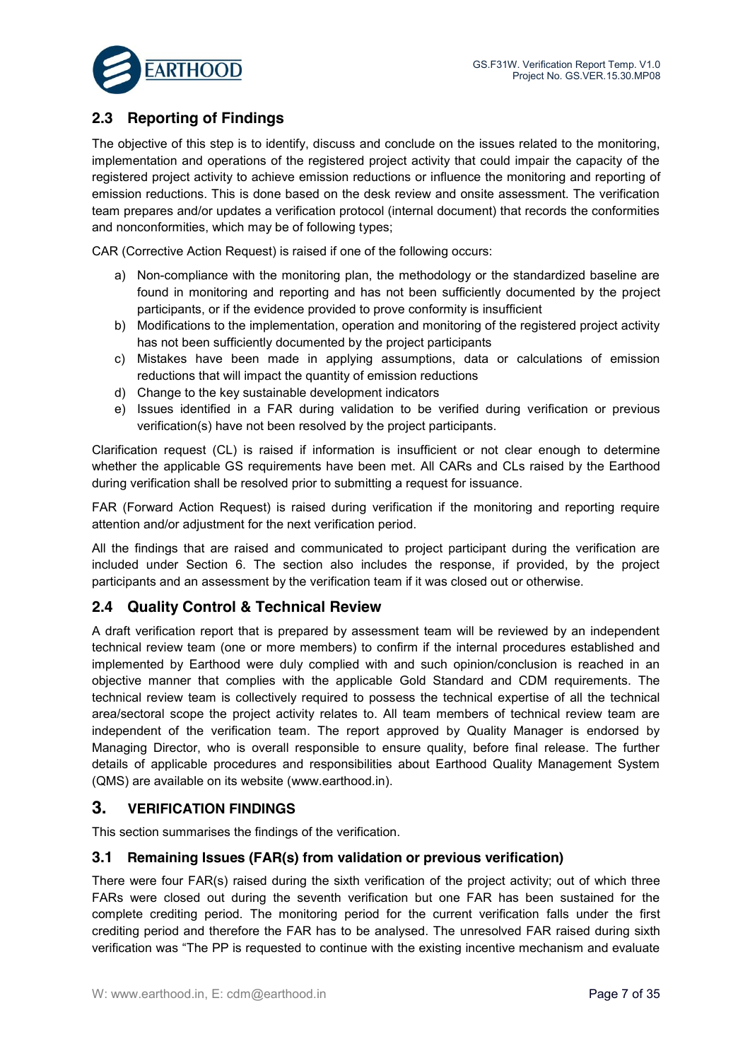## 2.3 Reporting of Findings

The objective of this step is to identify, discuss and conclude on the issues related to the monitoring, implementation and operations of the registered project activity that could impair the capacity of the registered project activity to achieve emission reductions or influence the monitoring and reporting of emission reductions. This is done based on the desk review and onsite assessment. The verification team prepares and/or updates a verification protocol (internal document) that records the conformities and nonconformities, which may be of following types;

CAR (Corrective Action Request) is raised if one of the following occurs:

a) Non-compliance with the monitoring plan, the methodology or the standardized baseline are found in monitoring and reporting and has not been sufficiently documented by the project participants, or if the evidence provided to prove conformity is insufficient
b) Modifications to the implementation, operation and monitoring of the registered project activity has not been sufficiently documented by the project participants
c) Mistakes have been made in applying assumptions, data or calculations of emission reductions that will impact the quantity of emission reductions
d) Change to the key sustainable development indicators
e) Issues identified in a FAR during validation to be verified during verification or previous verification(s) have not been resolved by the project participants.

Clarification request (CL) is raised if information is insufficient or not clear enough to determine whether the applicable GS requirements have been met. All CARs and CLs raised by the Earthood during verification shall be resolved prior to submitting a request for issuance.

FAR (Forward Action Request) is raised during verification if the monitoring and reporting require attention and/or adjustment for the next verification period.

All the findings that are raised and communicated to project participant during the verification are included under Section 6. The section also includes the response, if provided, by the project participants and an assessment by the verification team if it was closed out or otherwise.

## 2.4 Quality Control & Technical Review

A draft verification report that is prepared by assessment team will be reviewed by an independent technical review team (one or more members) to confirm if the internal procedures established and implemented by Earthood were duly complied with and such opinion/conclusion is reached in an objective manner that complies with the applicable Gold Standard and CDM requirements. The technical review team is collectively required to possess the technical expertise of all the technical area/sectoral scope the project activity relates to. All team members of technical review team are independent of the verification team. The report approved by Quality Manager is endorsed by Managing Director, who is overall responsible to ensure quality, before final release. The further details of applicable procedures and responsibilities about Earthood Quality Management System (QMS) are available on its website (www.earthood.in).

# 3. VERIFICATION FINDINGS

This section summarises the findings of the verification.

## 3.1 Remaining Issues (FAR(s) from validation or previous verification)

There were four FAR(s) raised during the sixth verification of the project activity; out of which three FARs were closed out during the seventh verification but one FAR has been sustained for the complete crediting period. The monitoring period for the current verification falls under the first crediting period and therefore the FAR has to be analysed. The unresolved FAR raised during sixth verification was "The PP is requested to continue with the existing incentive mechanism and evaluate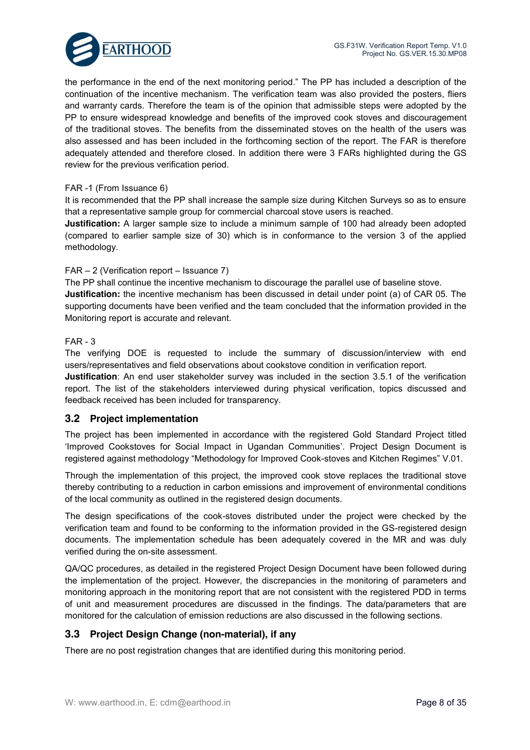the performance in the end of the next monitoring period." The PP has included a description of the continuation of the incentive mechanism. The verification team was also provided the posters, fliers and warranty cards. Therefore the team is of the opinion that admissible steps were adopted by the PP to ensure widespread knowledge and benefits of the improved cook stoves and discouragement of the traditional stoves. The benefits from the disseminated stoves on the health of the users was also assessed and has been included in the forthcoming section of the report. The FAR is therefore adequately attended and therefore closed. In addition there were 3 FARs highlighted during the GS review for the previous verification period.

FAR -1 (From Issuance 6)

It is recommended that the PP shall increase the sample size during Kitchen Surveys so as to ensure that a representative sample group for commercial charcoal stove users is reached.

**Justification:** A larger sample size to include a minimum sample of 100 had already been adopted (compared to earlier sample size of 30) which is in conformance to the version 3 of the applied methodology.

FAR – 2 (Verification report – Issuance 7)

The PP shall continue the incentive mechanism to discourage the parallel use of baseline stove.

**Justification:** the incentive mechanism has been discussed in detail under point (a) of CAR 05. The supporting documents have been verified and the team concluded that the information provided in the Monitoring report is accurate and relevant.

FAR - 3

The verifying DOE is requested to include the summary of discussion/interview with end users/representatives and field observations about cookstove condition in verification report.

**Justification**: An end user stakeholder survey was included in the section 3.5.1 of the verification report. The list of the stakeholders interviewed during physical verification, topics discussed and feedback received has been included for transparency.

## 3.2 Project implementation

The project has been implemented in accordance with the registered Gold Standard Project titled 'Improved Cookstoves for Social Impact in Ugandan Communities'. Project Design Document is registered against methodology "Methodology for Improved Cook-stoves and Kitchen Regimes" V.01.

Through the implementation of this project, the improved cook stove replaces the traditional stove thereby contributing to a reduction in carbon emissions and improvement of environmental conditions of the local community as outlined in the registered design documents.

The design specifications of the cook-stoves distributed under the project were checked by the verification team and found to be conforming to the information provided in the GS-registered design documents. The implementation schedule has been adequately covered in the MR and was duly verified during the on-site assessment.

QA/QC procedures, as detailed in the registered Project Design Document have been followed during the implementation of the project. However, the discrepancies in the monitoring of parameters and monitoring approach in the monitoring report that are not consistent with the registered PDD in terms of unit and measurement procedures are discussed in the findings. The data/parameters that are monitored for the calculation of emission reductions are also discussed in the following sections.

## 3.3 Project Design Change (non-material), if any

There are no post registration changes that are identified during this monitoring period.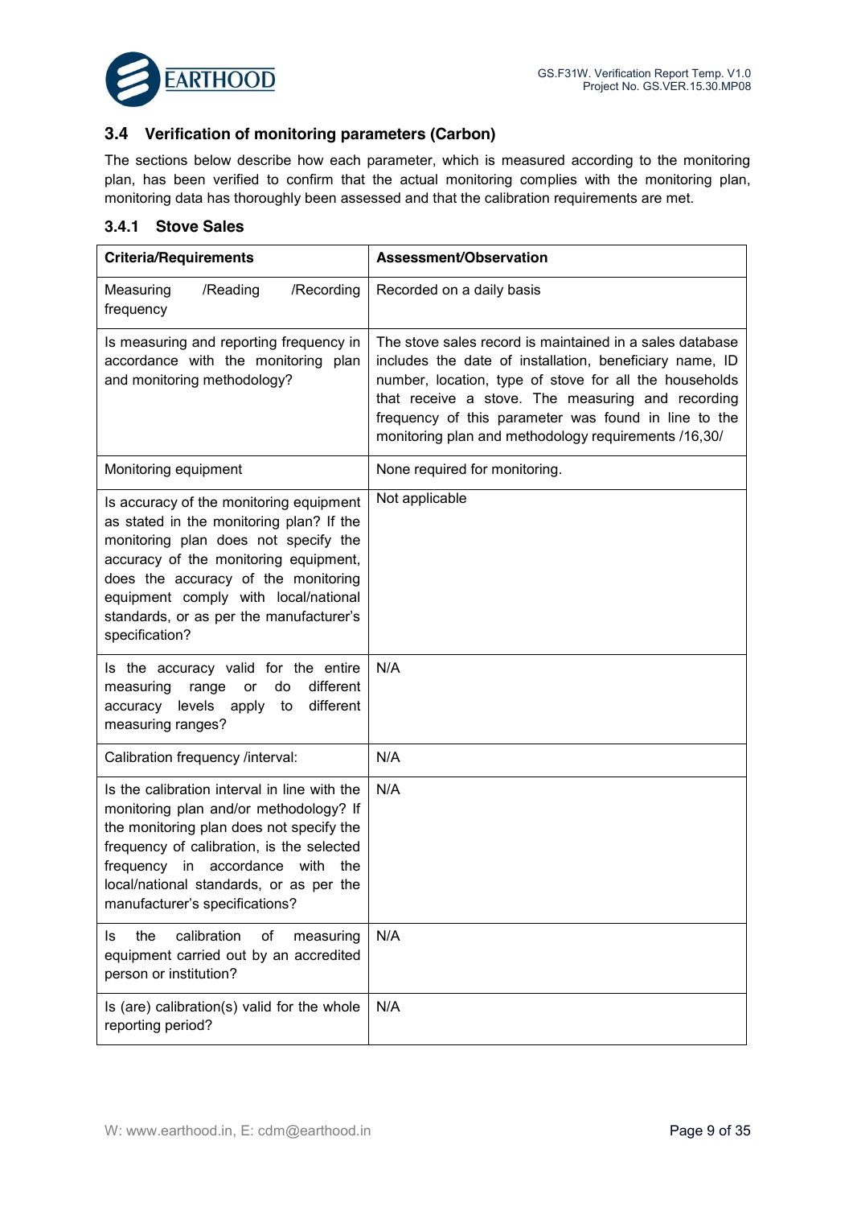### 3.4 Verification of monitoring parameters (Carbon)

The sections below describe how each parameter, which is measured according to the monitoring plan, has been verified to confirm that the actual monitoring complies with the monitoring plan, monitoring data has thoroughly been assessed and that the calibration requirements are met.

#### 3.4.1 Stove Sales

| Criteria/Requirements | Assessment/Observation |
|---|---|
| Measuring /Reading /Recording frequency | Recorded on a daily basis |
| Is measuring and reporting frequency in accordance with the monitoring plan and monitoring methodology? | The stove sales record is maintained in a sales database includes the date of installation, beneficiary name, ID number, location, type of stove for all the households that receive a stove. The measuring and recording frequency of this parameter was found in line to the monitoring plan and methodology requirements /16,30/ |
| Monitoring equipment | None required for monitoring. |
| Is accuracy of the monitoring equipment as stated in the monitoring plan? If the monitoring plan does not specify the accuracy of the monitoring equipment, does the accuracy of the monitoring equipment comply with local/national standards, or as per the manufacturer's specification? | Not applicable |
| Is the accuracy valid for the entire measuring range or do different accuracy levels apply to different measuring ranges? | N/A |
| Calibration frequency /interval: | N/A |
| Is the calibration interval in line with the monitoring plan and/or methodology? If the monitoring plan does not specify the frequency of calibration, is the selected frequency in accordance with the local/national standards, or as per the manufacturer's specifications? | N/A |
| Is the calibration of measuring equipment carried out by an accredited person or institution? | N/A |
| Is (are) calibration(s) valid for the whole reporting period? | N/A |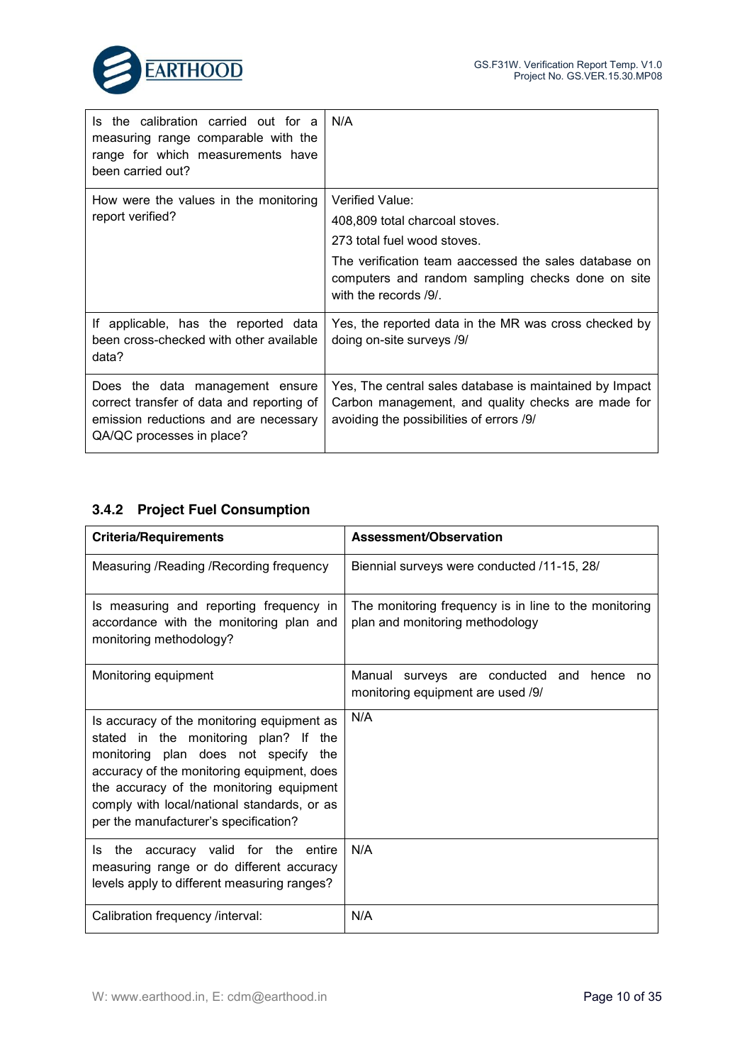| | |
|---|---|
| Is the calibration carried out for a measuring range comparable with the range for which measurements have been carried out? | N/A |
| How were the values in the monitoring report verified? | Verified Value:<br>408,809 total charcoal stoves.<br>273 total fuel wood stoves.<br>The verification team aaccessed the sales database on computers and random sampling checks done on site with the records /9/. |
| If applicable, has the reported data been cross-checked with other available data? | Yes, the reported data in the MR was cross checked by doing on-site surveys /9/ |
| Does the data management ensure correct transfer of data and reporting of emission reductions and are necessary QA/QC processes in place? | Yes, The central sales database is maintained by Impact Carbon management, and quality checks are made for avoiding the possibilities of errors /9/ |

### 3.4.2 Project Fuel Consumption

| Criteria/Requirements | Assessment/Observation |
|---|---|
| Measuring /Reading /Recording frequency | Biennial surveys were conducted /11-15, 28/ |
| Is measuring and reporting frequency in accordance with the monitoring plan and monitoring methodology? | The monitoring frequency is in line to the monitoring plan and monitoring methodology |
| Monitoring equipment | Manual surveys are conducted and hence no monitoring equipment are used /9/ |
| Is accuracy of the monitoring equipment as stated in the monitoring plan? If the monitoring plan does not specify the accuracy of the monitoring equipment, does the accuracy of the monitoring equipment comply with local/national standards, or as per the manufacturer's specification? | N/A |
| Is the accuracy valid for the entire measuring range or do different accuracy levels apply to different measuring ranges? | N/A |
| Calibration frequency /interval: | N/A |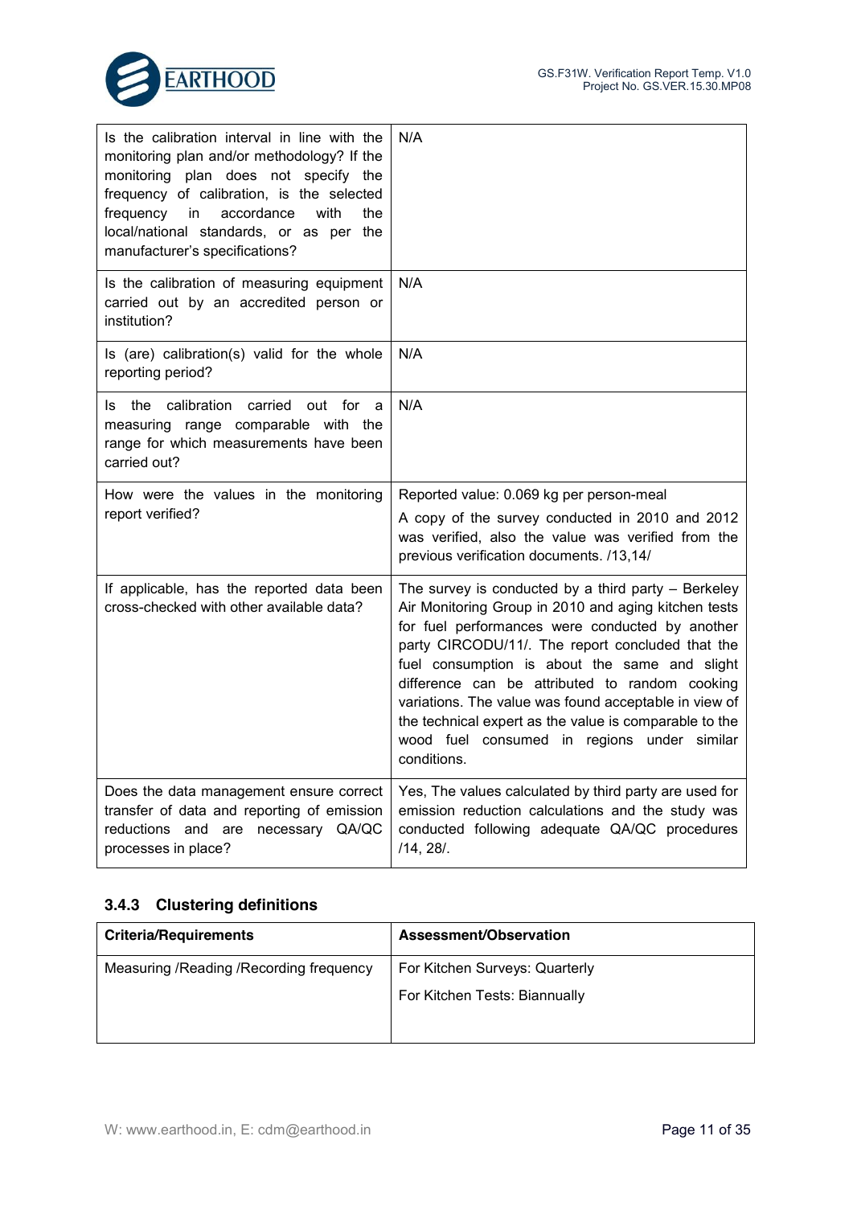| | |
|---|---|
| Is the calibration interval in line with the monitoring plan and/or methodology? If the monitoring plan does not specify the frequency of calibration, is the selected frequency in accordance with the local/national standards, or as per the manufacturer's specifications? | N/A |
| Is the calibration of measuring equipment carried out by an accredited person or institution? | N/A |
| Is (are) calibration(s) valid for the whole reporting period? | N/A |
| Is the calibration carried out for a measuring range comparable with the range for which measurements have been carried out? | N/A |
| How were the values in the monitoring report verified? | Reported value: 0.069 kg per person-meal<br>A copy of the survey conducted in 2010 and 2012 was verified, also the value was verified from the previous verification documents. /13,14/ |
| If applicable, has the reported data been cross-checked with other available data? | The survey is conducted by a third party – Berkeley Air Monitoring Group in 2010 and aging kitchen tests for fuel performances were conducted by another party CIRCODU/11/. The report concluded that the fuel consumption is about the same and slight difference can be attributed to random cooking variations. The value was found acceptable in view of the technical expert as the value is comparable to the wood fuel consumed in regions under similar conditions. |
| Does the data management ensure correct transfer of data and reporting of emission reductions and are necessary QA/QC processes in place? | Yes, The values calculated by third party are used for emission reduction calculations and the study was conducted following adequate QA/QC procedures /14, 28/. |

### 3.4.3 Clustering definitions

| Criteria/Requirements | Assessment/Observation |
|---|---|
| Measuring /Reading /Recording frequency | For Kitchen Surveys: Quarterly<br>For Kitchen Tests: Biannually |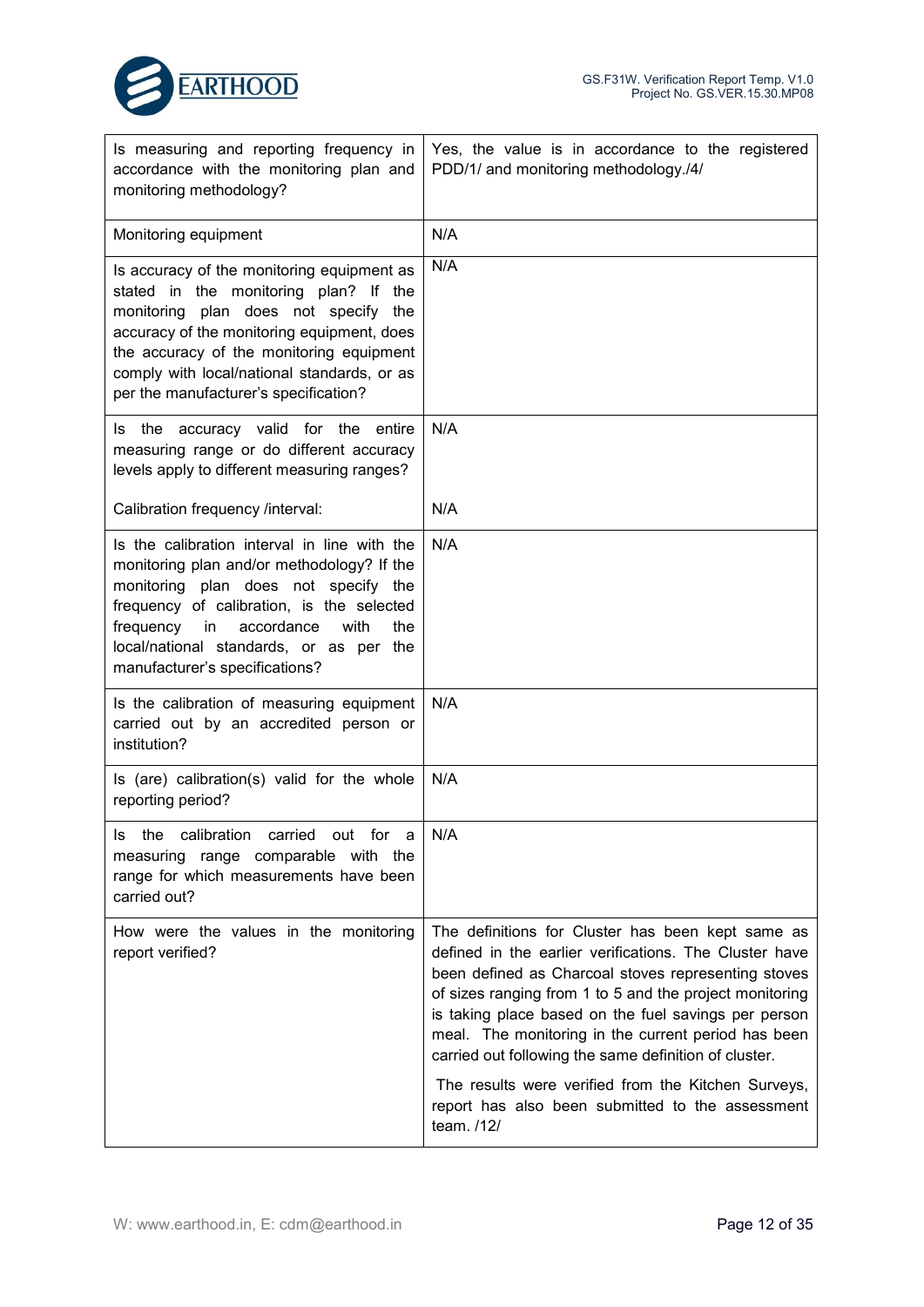| | |
|---|---|
| Is measuring and reporting frequency in accordance with the monitoring plan and monitoring methodology? | Yes, the value is in accordance to the registered PDD/1/ and monitoring methodology./4/ |
| Monitoring equipment | N/A |
| Is accuracy of the monitoring equipment as stated in the monitoring plan? If the monitoring plan does not specify the accuracy of the monitoring equipment, does the accuracy of the monitoring equipment comply with local/national standards, or as per the manufacturer's specification? | N/A |
| Is the accuracy valid for the entire measuring range or do different accuracy levels apply to different measuring ranges?<br><br>Calibration frequency /interval: | N/A<br><br>N/A |
| Is the calibration interval in line with the monitoring plan and/or methodology? If the monitoring plan does not specify the frequency of calibration, is the selected frequency in accordance with the local/national standards, or as per the manufacturer's specifications? | N/A |
| Is the calibration of measuring equipment carried out by an accredited person or institution? | N/A |
| Is (are) calibration(s) valid for the whole reporting period? | N/A |
| Is the calibration carried out for a measuring range comparable with the range for which measurements have been carried out? | N/A |
| How were the values in the monitoring report verified? | The definitions for Cluster has been kept same as defined in the earlier verifications. The Cluster have been defined as Charcoal stoves representing stoves of sizes ranging from 1 to 5 and the project monitoring is taking place based on the fuel savings per person meal. The monitoring in the current period has been carried out following the same definition of cluster.<br><br>The results were verified from the Kitchen Surveys, report has also been submitted to the assessment team. /12/ |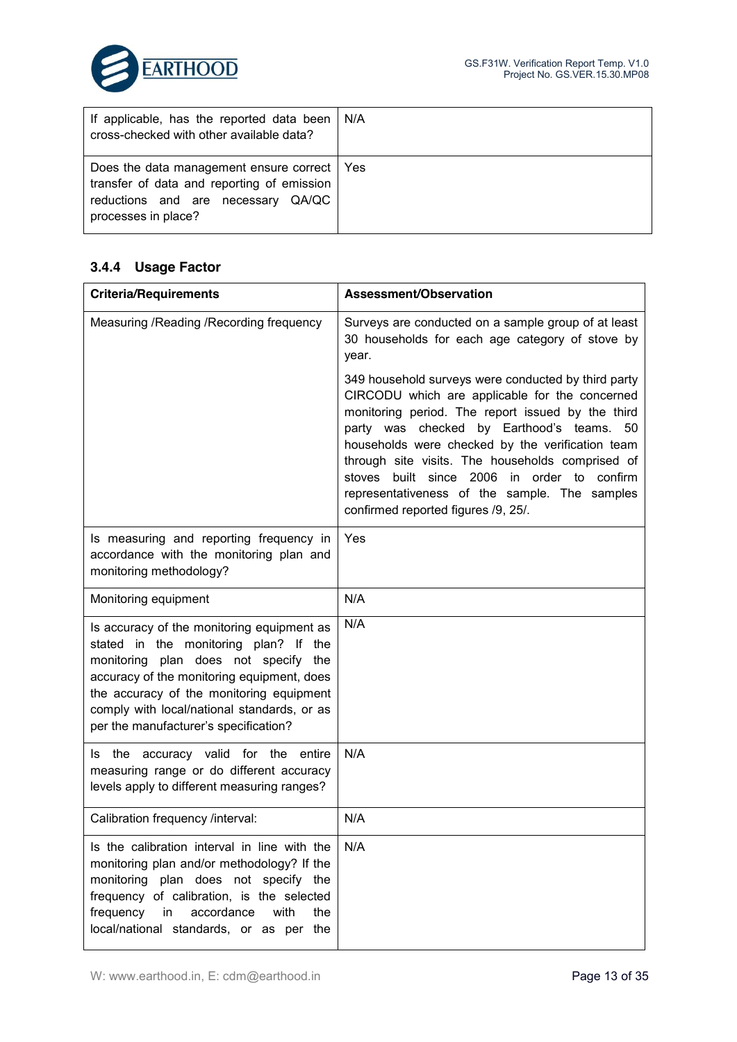| | |
|---|---|
| If applicable, has the reported data been cross-checked with other available data? | N/A |
| Does the data management ensure correct transfer of data and reporting of emission reductions and are necessary QA/QC processes in place? | Yes |

### 3.4.4 Usage Factor

| Criteria/Requirements | Assessment/Observation |
|---|---|
| Measuring /Reading /Recording frequency | Surveys are conducted on a sample group of at least 30 households for each age category of stove by year.<br><br>349 household surveys were conducted by third party CIRCODU which are applicable for the concerned monitoring period. The report issued by the third party was checked by Earthood's teams. 50 households were checked by the verification team through site visits. The households comprised of stoves built since 2006 in order to confirm representativeness of the sample. The samples confirmed reported figures /9, 25/. |
| Is measuring and reporting frequency in accordance with the monitoring plan and monitoring methodology? | Yes |
| Monitoring equipment | N/A |
| Is accuracy of the monitoring equipment as stated in the monitoring plan? If the monitoring plan does not specify the accuracy of the monitoring equipment, does the accuracy of the monitoring equipment comply with local/national standards, or as per the manufacturer's specification? | N/A |
| Is the accuracy valid for the entire measuring range or do different accuracy levels apply to different measuring ranges? | N/A |
| Calibration frequency /interval: | N/A |
| Is the calibration interval in line with the monitoring plan and/or methodology? If the monitoring plan does not specify the frequency of calibration, is the selected frequency in accordance with the local/national standards, or as per the | N/A |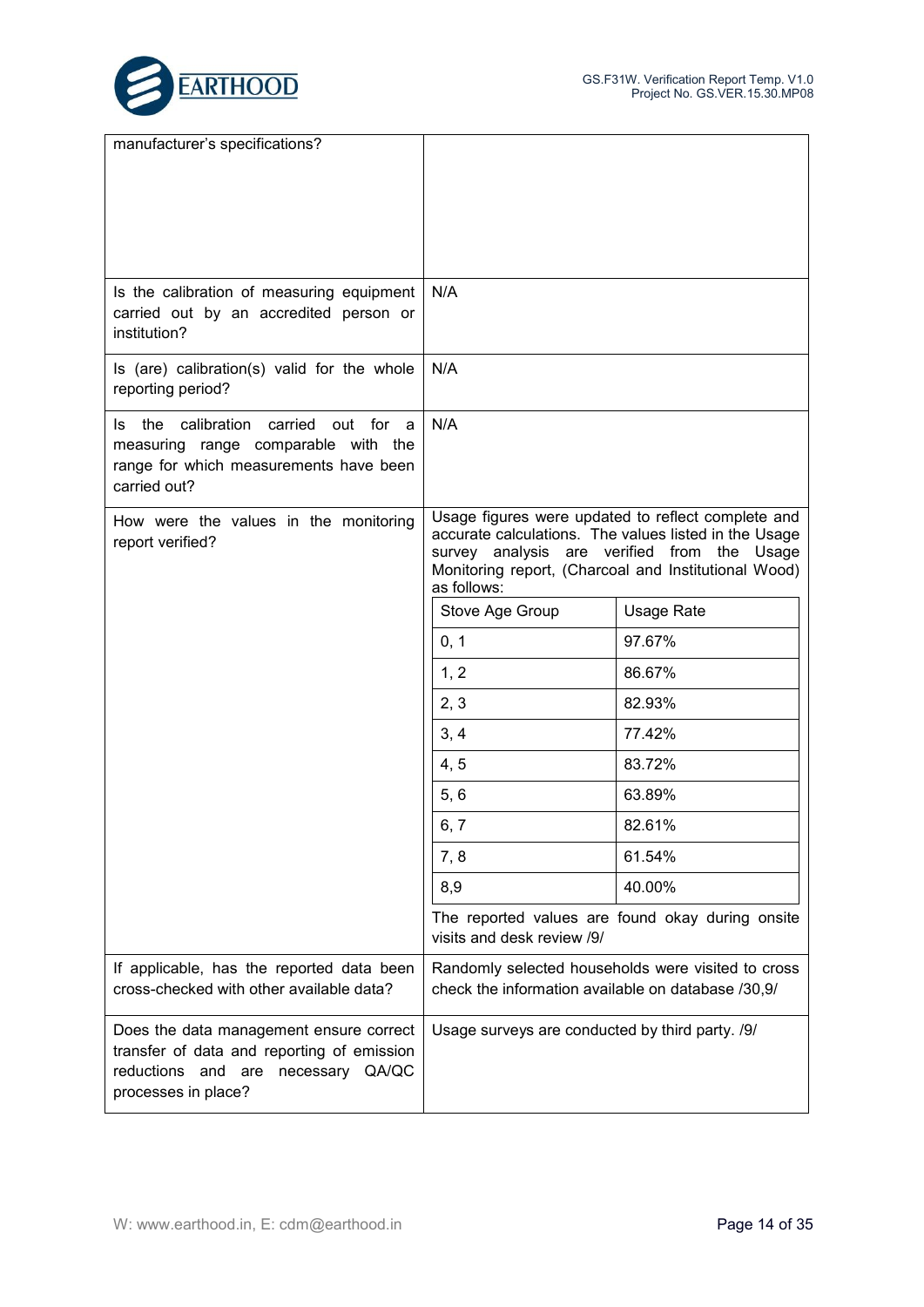| | |
|---|---|
| manufacturer's specifications? | |
| Is the calibration of measuring equipment carried out by an accredited person or institution? | N/A |
| Is (are) calibration(s) valid for the whole reporting period? | N/A |
| Is the calibration carried out for a measuring range comparable with the range for which measurements have been carried out? | N/A |
| How were the values in the monitoring report verified? | Usage figures were updated to reflect complete and accurate calculations. The values listed in the Usage survey analysis are verified from the Usage Monitoring report, (Charcoal and Institutional Wood) as follows: |

| Stove Age Group | Usage Rate |
|---|---|
| 0, 1 | 97.67% |
| 1, 2 | 86.67% |
| 2, 3 | 82.93% |
| 3, 4 | 77.42% |
| 4, 5 | 83.72% |
| 5, 6 | 63.89% |
| 6, 7 | 82.61% |
| 7, 8 | 61.54% |
| 8,9 | 40.00% |

| | |
|---|---|
| | The reported values are found okay during onsite visits and desk review /9/ |
| If applicable, has the reported data been cross-checked with other available data? | Randomly selected households were visited to cross check the information available on database /30,9/ |
| Does the data management ensure correct transfer of data and reporting of emission reductions and are necessary QA/QC processes in place? | Usage surveys are conducted by third party. /9/ |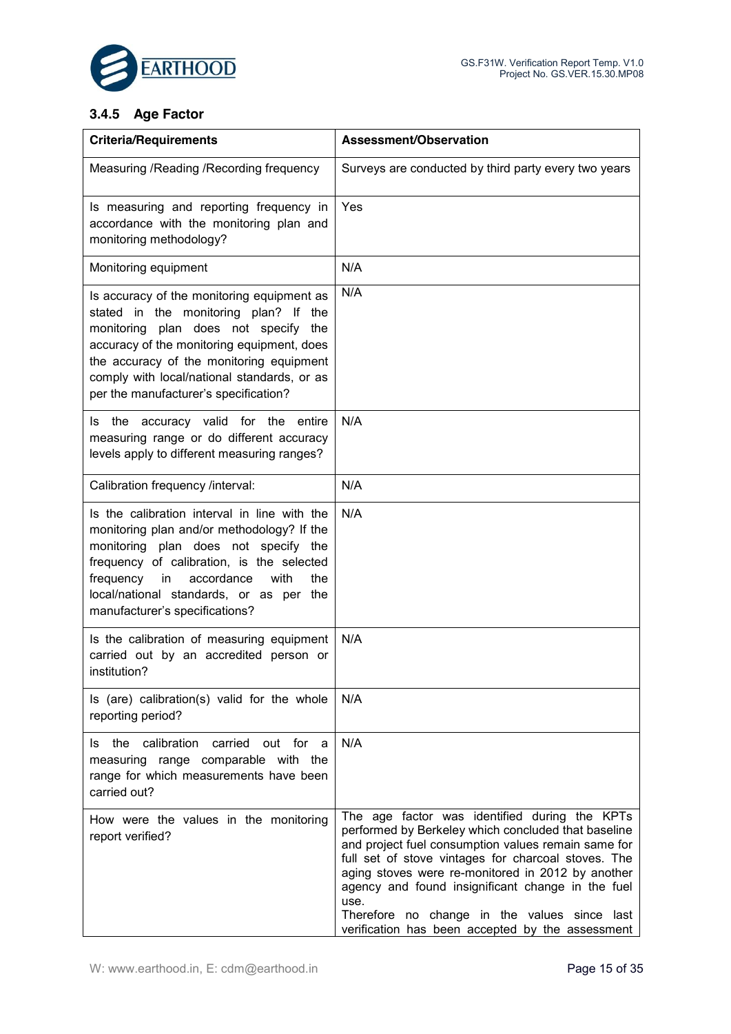### 3.4.5 Age Factor

| Criteria/Requirements | Assessment/Observation |
|---|---|
| Measuring /Reading /Recording frequency | Surveys are conducted by third party every two years |
| Is measuring and reporting frequency in accordance with the monitoring plan and monitoring methodology? | Yes |
| Monitoring equipment | N/A |
| Is accuracy of the monitoring equipment as stated in the monitoring plan? If the monitoring plan does not specify the accuracy of the monitoring equipment, does the accuracy of the monitoring equipment comply with local/national standards, or as per the manufacturer's specification? | N/A |
| Is the accuracy valid for the entire measuring range or do different accuracy levels apply to different measuring ranges? | N/A |
| Calibration frequency /interval: | N/A |
| Is the calibration interval in line with the monitoring plan and/or methodology? If the monitoring plan does not specify the frequency of calibration, is the selected frequency in accordance with the local/national standards, or as per the manufacturer's specifications? | N/A |
| Is the calibration of measuring equipment carried out by an accredited person or institution? | N/A |
| Is (are) calibration(s) valid for the whole reporting period? | N/A |
| Is the calibration carried out for a measuring range comparable with the range for which measurements have been carried out? | N/A |
| How were the values in the monitoring report verified? | The age factor was identified during the KPTs performed by Berkeley which concluded that baseline and project fuel consumption values remain same for full set of stove vintages for charcoal stoves. The aging stoves were re-monitored in 2012 by another agency and found insignificant change in the fuel use.<br>Therefore no change in the values since last verification has been accepted by the assessment |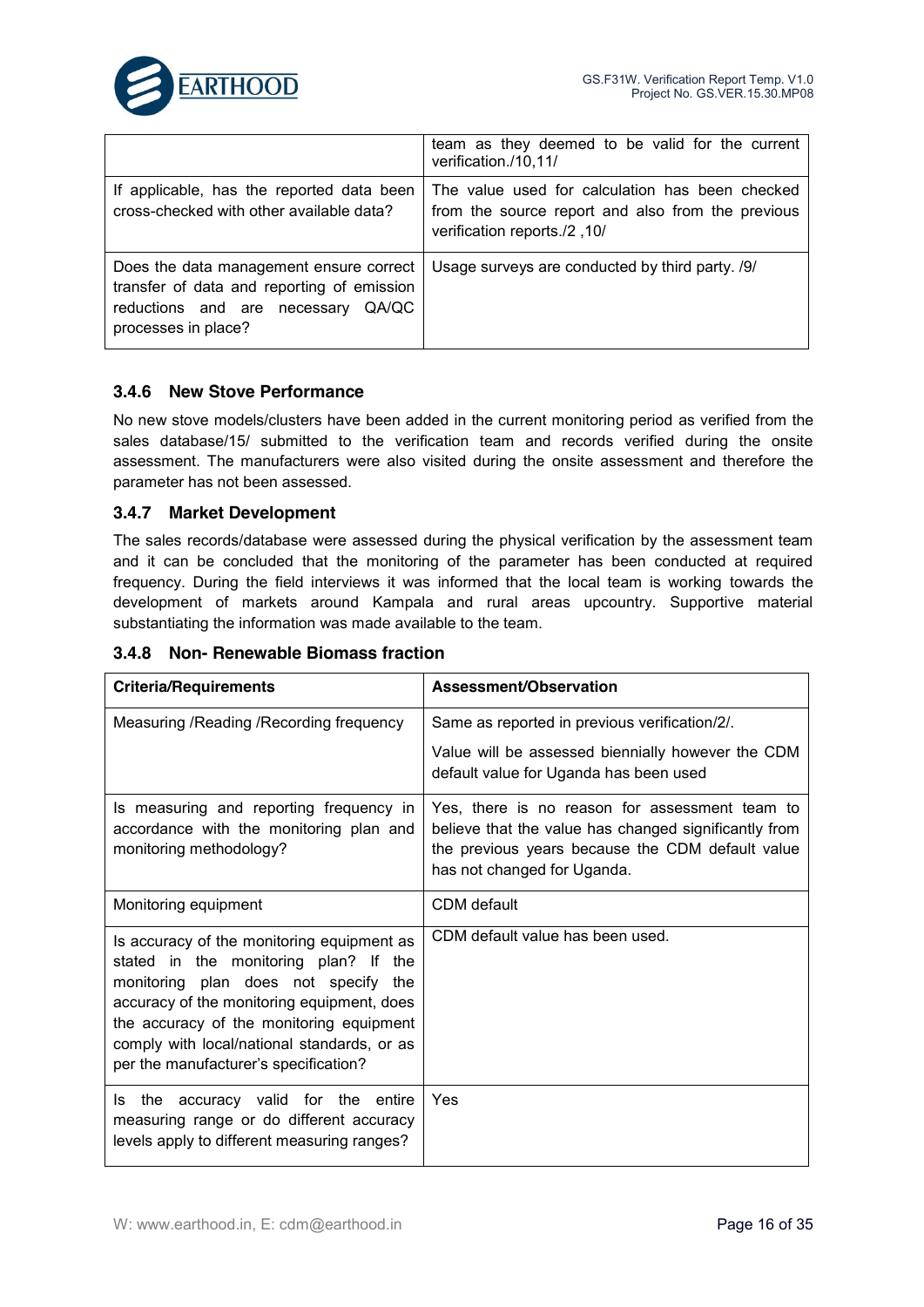| | |
|---|---|
| | team as they deemed to be valid for the current verification./10,11/ |
| If applicable, has the reported data been cross-checked with other available data? | The value used for calculation has been checked from the source report and also from the previous verification reports./2 ,10/ |
| Does the data management ensure correct transfer of data and reporting of emission reductions and are necessary QA/QC processes in place? | Usage surveys are conducted by third party. /9/ |

### 3.4.6 New Stove Performance

No new stove models/clusters have been added in the current monitoring period as verified from the sales database/15/ submitted to the verification team and records verified during the onsite assessment. The manufacturers were also visited during the onsite assessment and therefore the parameter has not been assessed.

### 3.4.7 Market Development

The sales records/database were assessed during the physical verification by the assessment team and it can be concluded that the monitoring of the parameter has been conducted at required frequency. During the field interviews it was informed that the local team is working towards the development of markets around Kampala and rural areas upcountry. Supportive material substantiating the information was made available to the team.

### 3.4.8 Non- Renewable Biomass fraction

| Criteria/Requirements | Assessment/Observation |
|---|---|
| Measuring /Reading /Recording frequency | Same as reported in previous verification/2/.<br>Value will be assessed biennially however the CDM default value for Uganda has been used |
| Is measuring and reporting frequency in accordance with the monitoring plan and monitoring methodology? | Yes, there is no reason for assessment team to believe that the value has changed significantly from the previous years because the CDM default value has not changed for Uganda. |
| Monitoring equipment | CDM default |
| Is accuracy of the monitoring equipment as stated in the monitoring plan? If the monitoring plan does not specify the accuracy of the monitoring equipment, does the accuracy of the monitoring equipment comply with local/national standards, or as per the manufacturer's specification? | CDM default value has been used. |
| Is the accuracy valid for the entire measuring range or do different accuracy levels apply to different measuring ranges? | Yes |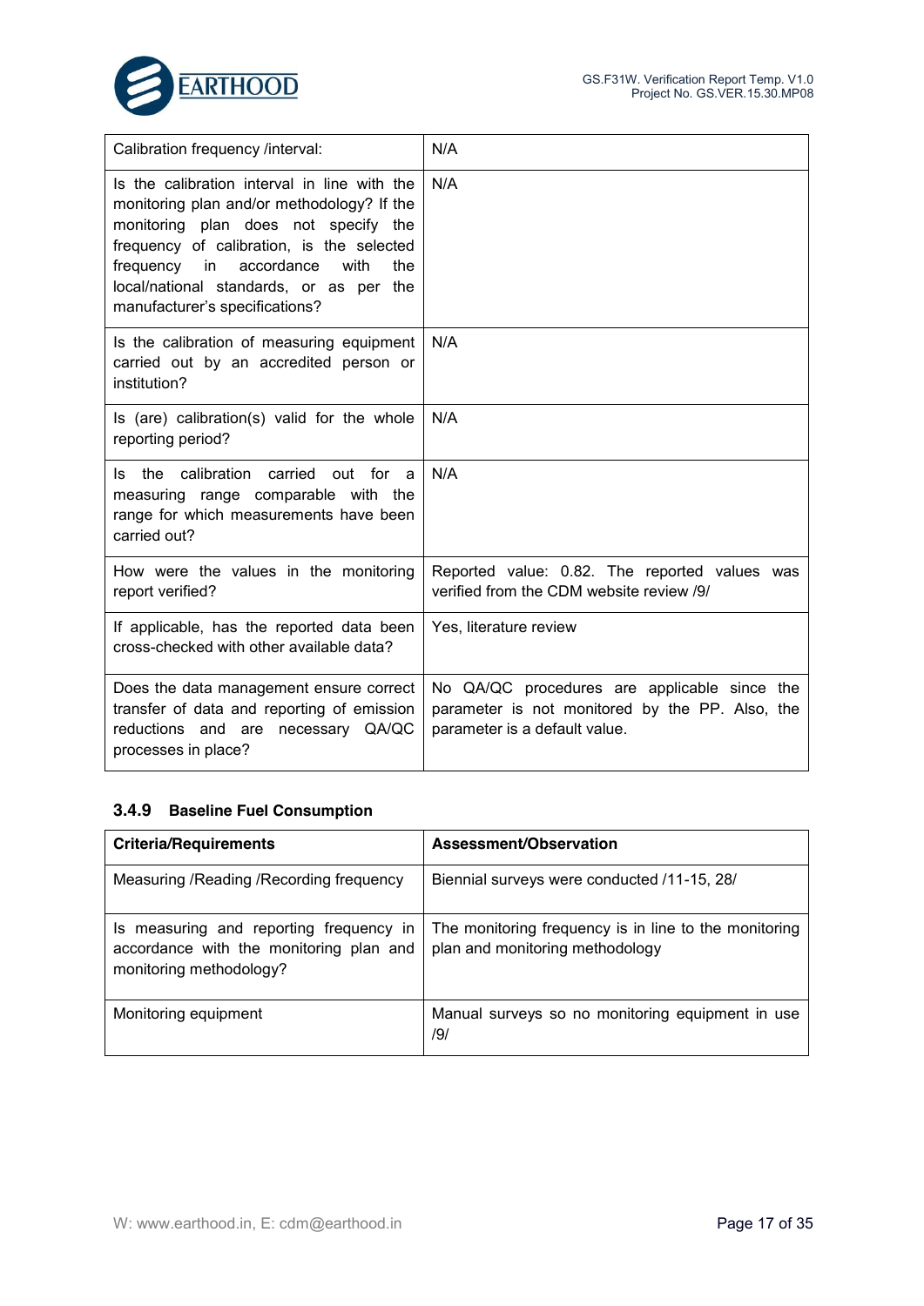| | |
|---|---|
| Calibration frequency /interval: | N/A |
| Is the calibration interval in line with the monitoring plan and/or methodology? If the monitoring plan does not specify the frequency of calibration, is the selected frequency in accordance with the local/national standards, or as per the manufacturer's specifications? | N/A |
| Is the calibration of measuring equipment carried out by an accredited person or institution? | N/A |
| Is (are) calibration(s) valid for the whole reporting period? | N/A |
| Is the calibration carried out for a measuring range comparable with the range for which measurements have been carried out? | N/A |
| How were the values in the monitoring report verified? | Reported value: 0.82. The reported values was verified from the CDM website review /9/ |
| If applicable, has the reported data been cross-checked with other available data? | Yes, literature review |
| Does the data management ensure correct transfer of data and reporting of emission reductions and are necessary QA/QC processes in place? | No QA/QC procedures are applicable since the parameter is not monitored by the PP. Also, the parameter is a default value. |

### 3.4.9 Baseline Fuel Consumption

| Criteria/Requirements | Assessment/Observation |
|---|---|
| Measuring /Reading /Recording frequency | Biennial surveys were conducted /11-15, 28/ |
| Is measuring and reporting frequency in accordance with the monitoring plan and monitoring methodology? | The monitoring frequency is in line to the monitoring plan and monitoring methodology |
| Monitoring equipment | Manual surveys so no monitoring equipment in use /9/ |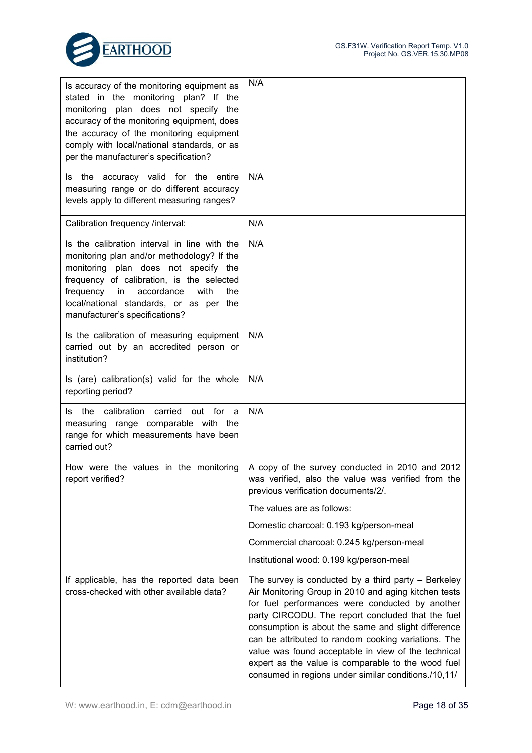| | |
|---|---|
| Is accuracy of the monitoring equipment as stated in the monitoring plan? If the monitoring plan does not specify the accuracy of the monitoring equipment, does the accuracy of the monitoring equipment comply with local/national standards, or as per the manufacturer's specification? | N/A |
| Is the accuracy valid for the entire measuring range or do different accuracy levels apply to different measuring ranges? | N/A |
| Calibration frequency /interval: | N/A |
| Is the calibration interval in line with the monitoring plan and/or methodology? If the monitoring plan does not specify the frequency of calibration, is the selected frequency in accordance with the local/national standards, or as per the manufacturer's specifications? | N/A |
| Is the calibration of measuring equipment carried out by an accredited person or institution? | N/A |
| Is (are) calibration(s) valid for the whole reporting period? | N/A |
| Is the calibration carried out for a measuring range comparable with the range for which measurements have been carried out? | N/A |
| How were the values in the monitoring report verified? | A copy of the survey conducted in 2010 and 2012 was verified, also the value was verified from the previous verification documents/2/.<br><br>The values are as follows:<br><br>Domestic charcoal: 0.193 kg/person-meal<br><br>Commercial charcoal: 0.245 kg/person-meal<br><br>Institutional wood: 0.199 kg/person-meal |
| If applicable, has the reported data been cross-checked with other available data? | The survey is conducted by a third party – Berkeley Air Monitoring Group in 2010 and aging kitchen tests for fuel performances were conducted by another party CIRCODU. The report concluded that the fuel consumption is about the same and slight difference can be attributed to random cooking variations. The value was found acceptable in view of the technical expert as the value is comparable to the wood fuel consumed in regions under similar conditions./10,11/ |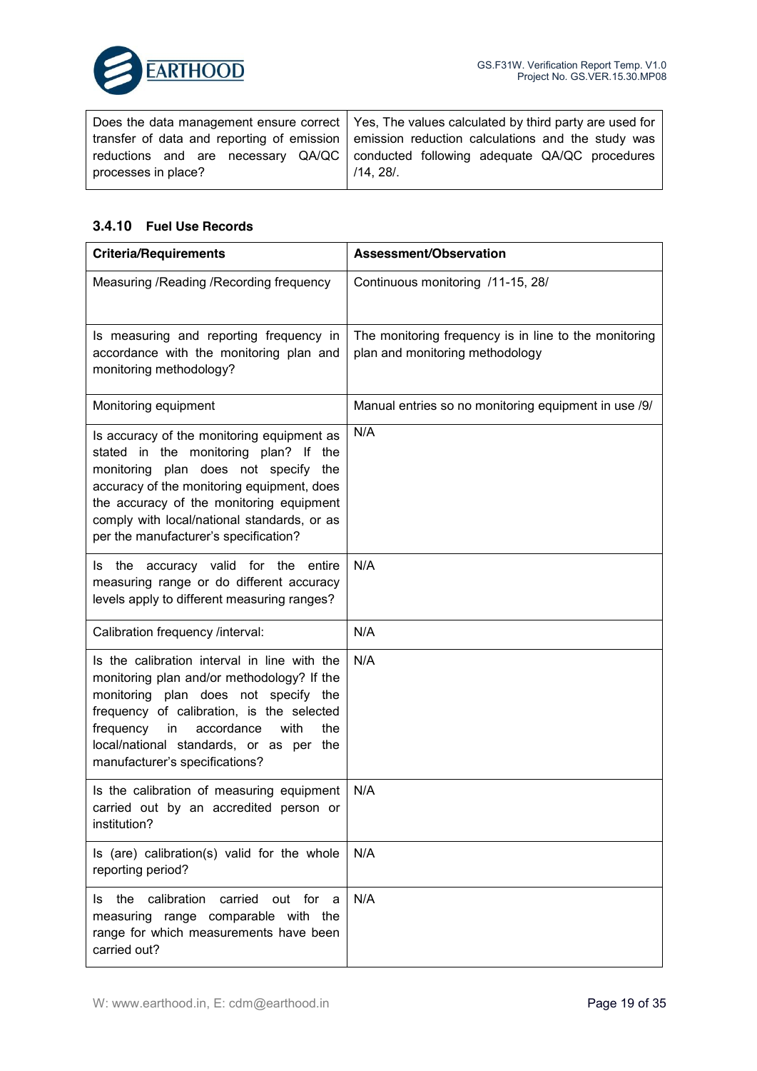| | |
|---|---|
| Does the data management ensure correct transfer of data and reporting of emission reductions and are necessary QA/QC processes in place? | Yes, The values calculated by third party are used for emission reduction calculations and the study was conducted following adequate QA/QC procedures /14, 28/. |

### 3.4.10 Fuel Use Records

| Criteria/Requirements | Assessment/Observation |
|---|---|
| Measuring /Reading /Recording frequency | Continuous monitoring /11-15, 28/ |
| Is measuring and reporting frequency in accordance with the monitoring plan and monitoring methodology? | The monitoring frequency is in line to the monitoring plan and monitoring methodology |
| Monitoring equipment | Manual entries so no monitoring equipment in use /9/ |
| Is accuracy of the monitoring equipment as stated in the monitoring plan? If the monitoring plan does not specify the accuracy of the monitoring equipment, does the accuracy of the monitoring equipment comply with local/national standards, or as per the manufacturer's specification? | N/A |
| Is the accuracy valid for the entire measuring range or do different accuracy levels apply to different measuring ranges? | N/A |
| Calibration frequency /interval: | N/A |
| Is the calibration interval in line with the monitoring plan and/or methodology? If the monitoring plan does not specify the frequency of calibration, is the selected frequency in accordance with the local/national standards, or as per the manufacturer's specifications? | N/A |
| Is the calibration of measuring equipment carried out by an accredited person or institution? | N/A |
| Is (are) calibration(s) valid for the whole reporting period? | N/A |
| Is the calibration carried out for a measuring range comparable with the range for which measurements have been carried out? | N/A |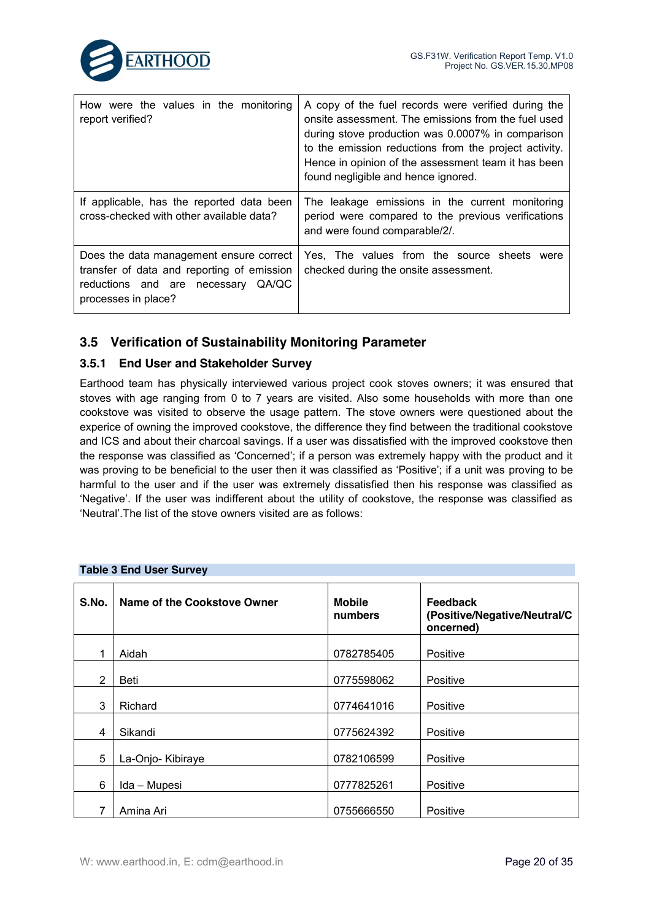| How were the values in the monitoring report verified? | A copy of the fuel records were verified during the onsite assessment. The emissions from the fuel used during stove production was 0.0007% in comparison to the emission reductions from the project activity. Hence in opinion of the assessment team it has been found negligible and hence ignored. |
|---|---|
| If applicable, has the reported data been cross-checked with other available data? | The leakage emissions in the current monitoring period were compared to the previous verifications and were found comparable/2/. |
| Does the data management ensure correct transfer of data and reporting of emission reductions and are necessary QA/QC processes in place? | Yes, The values from the source sheets were checked during the onsite assessment. |

## 3.5 Verification of Sustainability Monitoring Parameter

### 3.5.1 End User and Stakeholder Survey

Earthood team has physically interviewed various project cook stoves owners; it was ensured that stoves with age ranging from 0 to 7 years are visited. Also some households with more than one cookstove was visited to observe the usage pattern. The stove owners were questioned about the experice of owning the improved cookstove, the difference they find between the traditional cookstove and ICS and about their charcoal savings. If a user was dissatisfied with the improved cookstove then the response was classified as 'Concerned'; if a person was extremely happy with the product and it was proving to be beneficial to the user then it was classified as 'Positive'; if a unit was proving to be harmful to the user and if the user was extremely dissatisfied then his response was classified as 'Negative'. If the user was indifferent about the utility of cookstove, the response was classified as 'Neutral'.The list of the stove owners visited are as follows:

**Table 3 End User Survey**

| S.No. | Name of the Cookstove Owner | Mobile numbers | Feedback (Positive/Negative/Neutral/Concerned) |
|---|---|---|---|
| 1 | Aidah | 0782785405 | Positive |
| 2 | Beti | 0775598062 | Positive |
| 3 | Richard | 0774641016 | Positive |
| 4 | Sikandi | 0775624392 | Positive |
| 5 | La-Onjo- Kibiraye | 0782106599 | Positive |
| 6 | Ida – Mupesi | 0777825261 | Positive |
| 7 | Amina Ari | 0755666550 | Positive |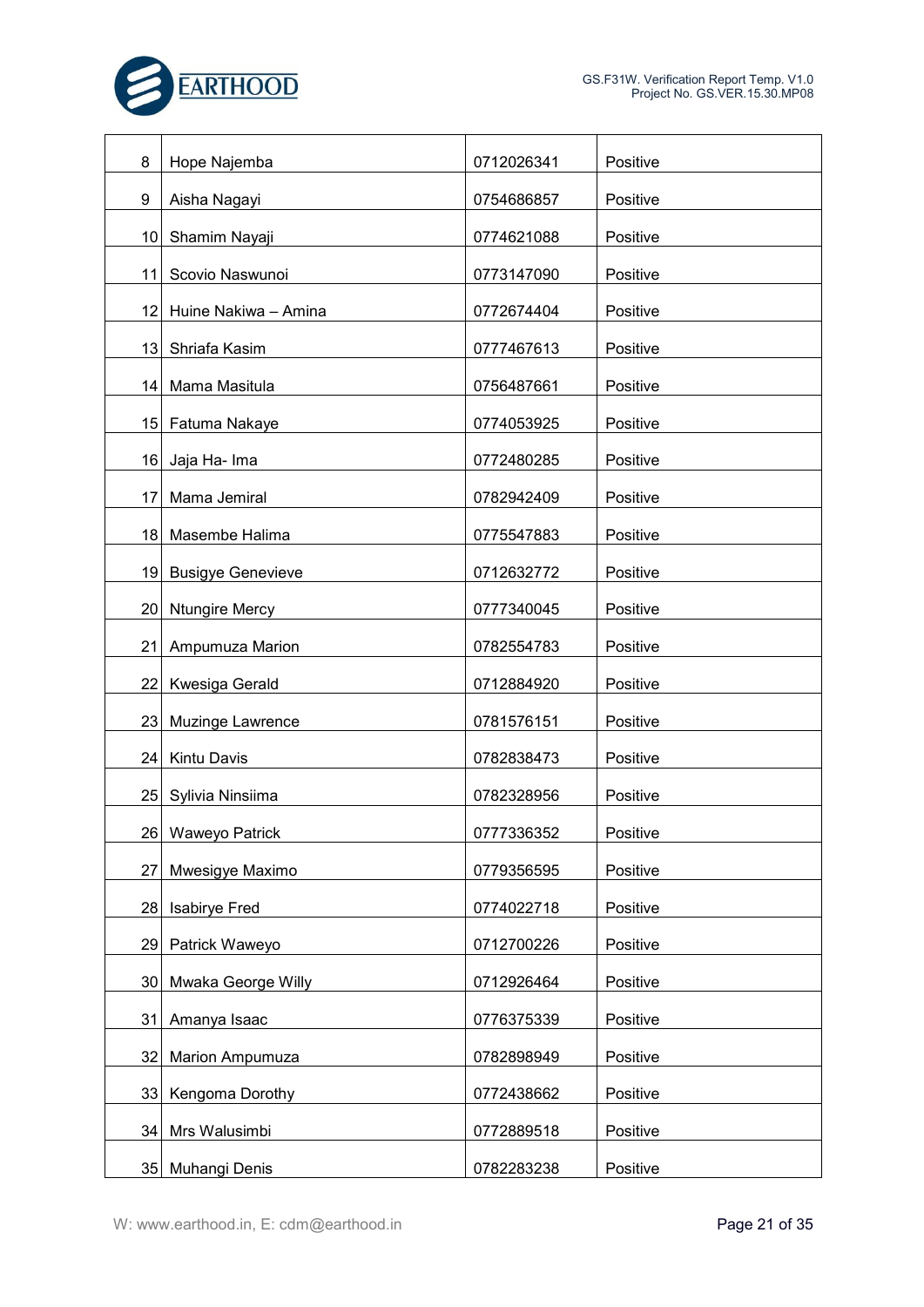| | | | |
|---|---|---|---|
| 8 | Hope Najemba | 0712026341 | Positive |
| 9 | Aisha Nagayi | 0754686857 | Positive |
| 10 | Shamim Nayaji | 0774621088 | Positive |
| 11 | Scovio Naswunoi | 0773147090 | Positive |
| 12 | Huine Nakiwa – Amina | 0772674404 | Positive |
| 13 | Shriafa Kasim | 0777467613 | Positive |
| 14 | Mama Masitula | 0756487661 | Positive |
| 15 | Fatuma Nakaye | 0774053925 | Positive |
| 16 | Jaja Ha- Ima | 0772480285 | Positive |
| 17 | Mama Jemiral | 0782942409 | Positive |
| 18 | Masembe Halima | 0775547883 | Positive |
| 19 | Busigye Genevieve | 0712632772 | Positive |
| 20 | Ntungire Mercy | 0777340045 | Positive |
| 21 | Ampumuza Marion | 0782554783 | Positive |
| 22 | Kwesiga Gerald | 0712884920 | Positive |
| 23 | Muzinge Lawrence | 0781576151 | Positive |
| 24 | Kintu Davis | 0782838473 | Positive |
| 25 | Sylivia Ninsiima | 0782328956 | Positive |
| 26 | Waweyo Patrick | 0777336352 | Positive |
| 27 | Mwesigye Maximo | 0779356595 | Positive |
| 28 | Isabirye Fred | 0774022718 | Positive |
| 29 | Patrick Waweyo | 0712700226 | Positive |
| 30 | Mwaka George Willy | 0712926464 | Positive |
| 31 | Amanya Isaac | 0776375339 | Positive |
| 32 | Marion Ampumuza | 0782898949 | Positive |
| 33 | Kengoma Dorothy | 0772438662 | Positive |
| 34 | Mrs Walusimbi | 0772889518 | Positive |
| 35 | Muhangi Denis | 0782283238 | Positive |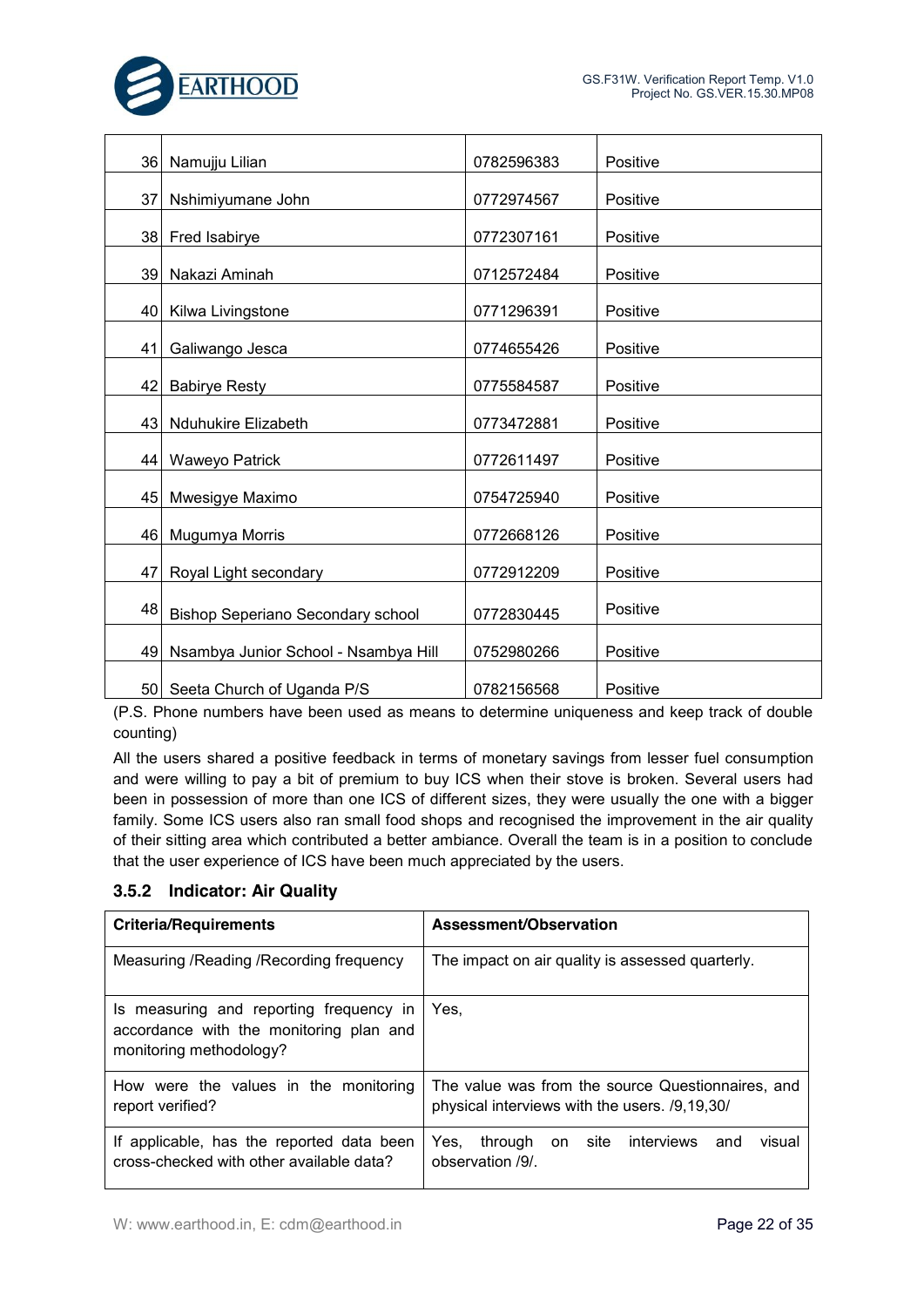| | | | |
|---|---|---|---|
| 36 | Namujju Lilian | 0782596383 | Positive |
| 37 | Nshimiyumane John | 0772974567 | Positive |
| 38 | Fred Isabirye | 0772307161 | Positive |
| 39 | Nakazi Aminah | 0712572484 | Positive |
| 40 | Kilwa Livingstone | 0771296391 | Positive |
| 41 | Galiwango Jesca | 0774655426 | Positive |
| 42 | Babirye Resty | 0775584587 | Positive |
| 43 | Nduhukire Elizabeth | 0773472881 | Positive |
| 44 | Waweyo Patrick | 0772611497 | Positive |
| 45 | Mwesigye Maximo | 0754725940 | Positive |
| 46 | Mugumya Morris | 0772668126 | Positive |
| 47 | Royal Light secondary | 0772912209 | Positive |
| 48 | Bishop Seperiano Secondary school | 0772830445 | Positive |
| 49 | Nsambya Junior School - Nsambya Hill | 0752980266 | Positive |
| 50 | Seeta Church of Uganda P/S | 0782156568 | Positive |

(P.S. Phone numbers have been used as means to determine uniqueness and keep track of double counting)

All the users shared a positive feedback in terms of monetary savings from lesser fuel consumption and were willing to pay a bit of premium to buy ICS when their stove is broken. Several users had been in possession of more than one ICS of different sizes, they were usually the one with a bigger family. Some ICS users also ran small food shops and recognised the improvement in the air quality of their sitting area which contributed a better ambiance. Overall the team is in a position to conclude that the user experience of ICS have been much appreciated by the users.

### 3.5.2 Indicator: Air Quality

| Criteria/Requirements | Assessment/Observation |
|---|---|
| Measuring /Reading /Recording frequency | The impact on air quality is assessed quarterly. |
| Is measuring and reporting frequency in accordance with the monitoring plan and monitoring methodology? | Yes, |
| How were the values in the monitoring report verified? | The value was from the source Questionnaires, and physical interviews with the users. /9,19,30/ |
| If applicable, has the reported data been cross-checked with other available data? | Yes, through on site interviews and visual observation /9/. |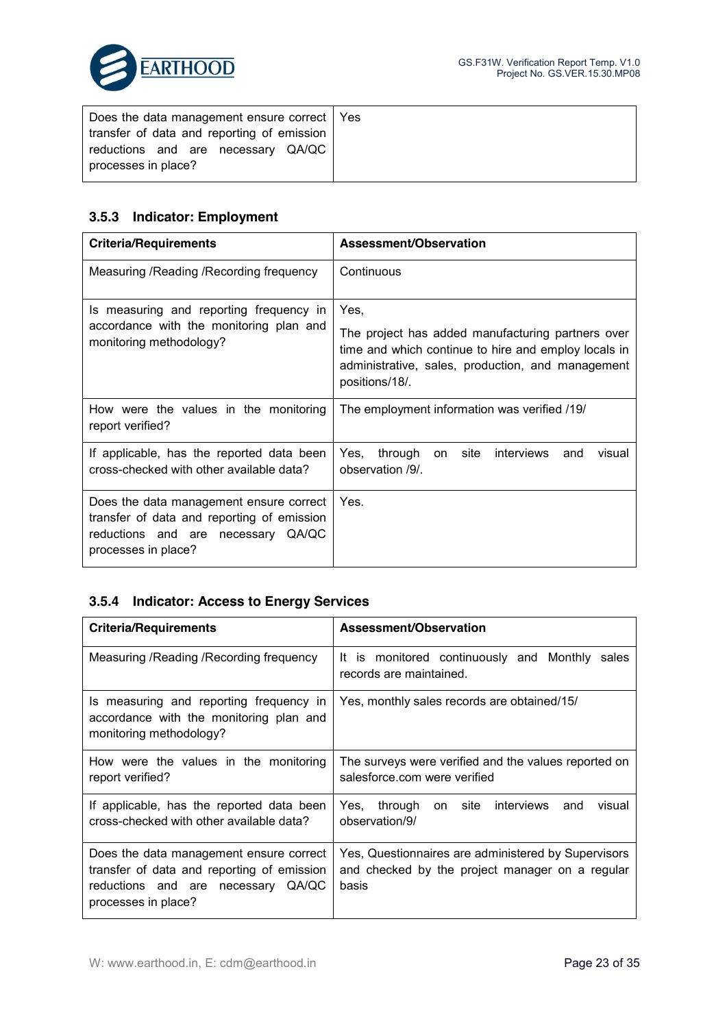| | |
|---|---|
| Does the data management ensure correct transfer of data and reporting of emission reductions and are necessary QA/QC processes in place? | Yes |

### 3.5.3 Indicator: Employment

| Criteria/Requirements | Assessment/Observation |
|---|---|
| Measuring /Reading /Recording frequency | Continuous |
| Is measuring and reporting frequency in accordance with the monitoring plan and monitoring methodology? | Yes,<br>The project has added manufacturing partners over time and which continue to hire and employ locals in administrative, sales, production, and management positions/18/. |
| How were the values in the monitoring report verified? | The employment information was verified /19/ |
| If applicable, has the reported data been cross-checked with other available data? | Yes, through on site interviews and visual observation /9/. |
| Does the data management ensure correct transfer of data and reporting of emission reductions and are necessary QA/QC processes in place? | Yes. |

### 3.5.4 Indicator: Access to Energy Services

| Criteria/Requirements | Assessment/Observation |
|---|---|
| Measuring /Reading /Recording frequency | It is monitored continuously and Monthly sales records are maintained. |
| Is measuring and reporting frequency in accordance with the monitoring plan and monitoring methodology? | Yes, monthly sales records are obtained/15/ |
| How were the values in the monitoring report verified? | The surveys were verified and the values reported on salesforce.com were verified |
| If applicable, has the reported data been cross-checked with other available data? | Yes, through on site interviews and visual observation/9/ |
| Does the data management ensure correct transfer of data and reporting of emission reductions and are necessary QA/QC processes in place? | Yes, Questionnaires are administered by Supervisors and checked by the project manager on a regular basis |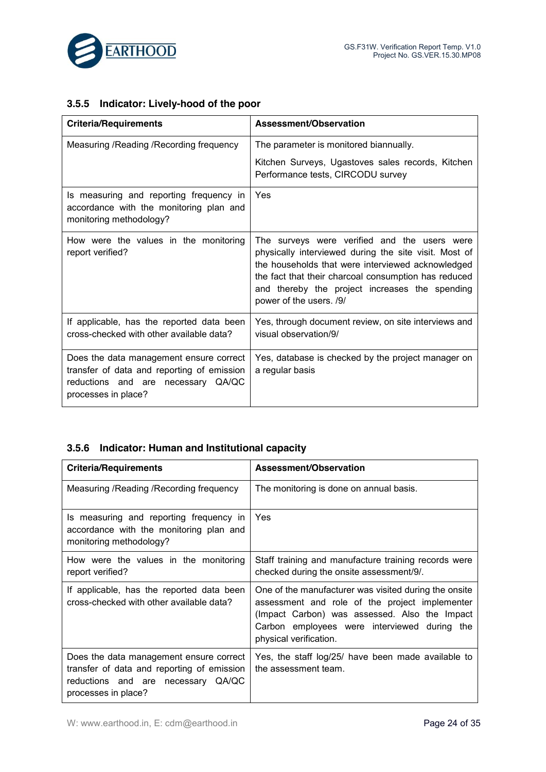### 3.5.5 Indicator: Lively-hood of the poor

| Criteria/Requirements | Assessment/Observation |
|---|---|
| Measuring /Reading /Recording frequency | The parameter is monitored biannually.<br><br>Kitchen Surveys, Ugastoves sales records, Kitchen Performance tests, CIRCODU survey |
| Is measuring and reporting frequency in accordance with the monitoring plan and monitoring methodology? | Yes |
| How were the values in the monitoring report verified? | The surveys were verified and the users were physically interviewed during the site visit. Most of the households that were interviewed acknowledged the fact that their charcoal consumption has reduced and thereby the project increases the spending power of the users. /9/ |
| If applicable, has the reported data been cross-checked with other available data? | Yes, through document review, on site interviews and visual observation/9/ |
| Does the data management ensure correct transfer of data and reporting of emission reductions and are necessary QA/QC processes in place? | Yes, database is checked by the project manager on a regular basis |

### 3.5.6 Indicator: Human and Institutional capacity

| Criteria/Requirements | Assessment/Observation |
|---|---|
| Measuring /Reading /Recording frequency | The monitoring is done on annual basis. |
| Is measuring and reporting frequency in accordance with the monitoring plan and monitoring methodology? | Yes |
| How were the values in the monitoring report verified? | Staff training and manufacture training records were checked during the onsite assessment/9/. |
| If applicable, has the reported data been cross-checked with other available data? | One of the manufacturer was visited during the onsite assessment and role of the project implementer (Impact Carbon) was assessed. Also the Impact Carbon employees were interviewed during the physical verification. |
| Does the data management ensure correct transfer of data and reporting of emission reductions and are necessary QA/QC processes in place? | Yes, the staff log/25/ have been made available to the assessment team. |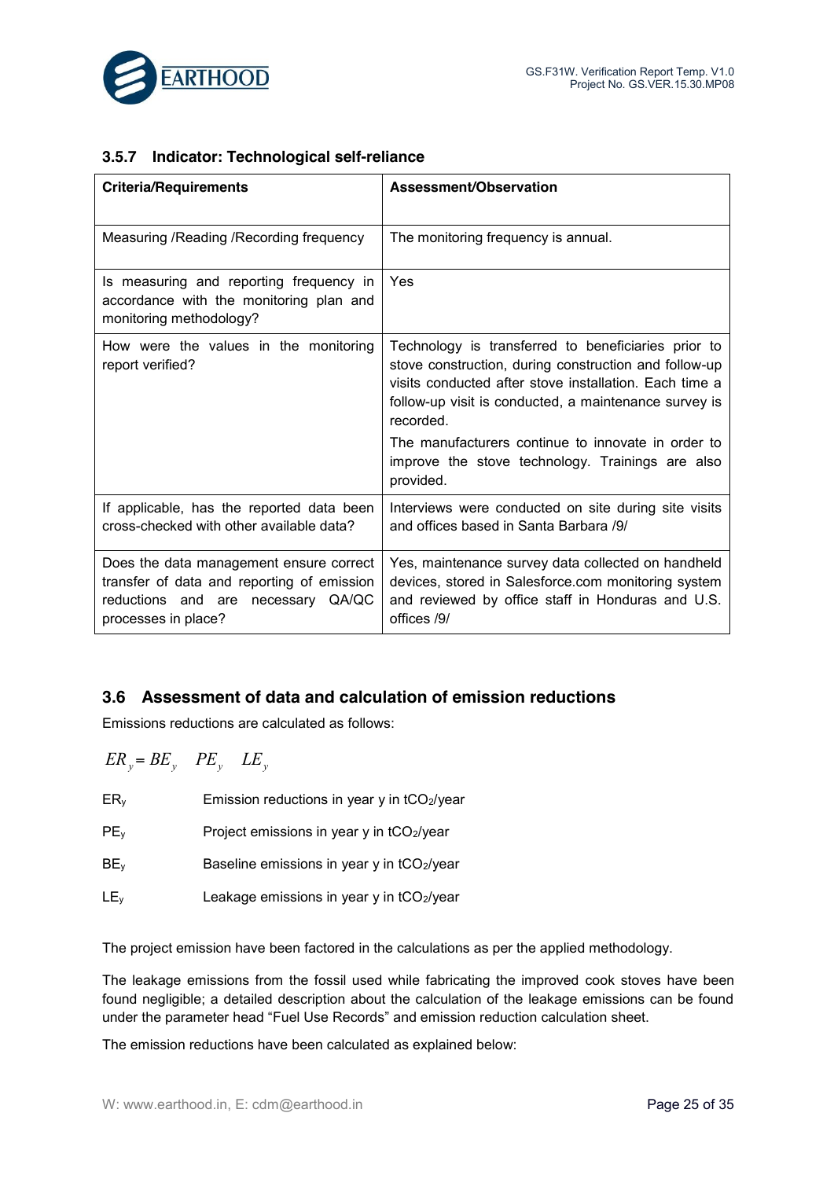### 3.5.7 Indicator: Technological self-reliance

| Criteria/Requirements | Assessment/Observation |
|---|---|
| Measuring /Reading /Recording frequency | The monitoring frequency is annual. |
| Is measuring and reporting frequency in accordance with the monitoring plan and monitoring methodology? | Yes |
| How were the values in the monitoring report verified? | Technology is transferred to beneficiaries prior to stove construction, during construction and follow-up visits conducted after stove installation. Each time a follow-up visit is conducted, a maintenance survey is recorded.<br><br>The manufacturers continue to innovate in order to improve the stove technology. Trainings are also provided. |
| If applicable, has the reported data been cross-checked with other available data? | Interviews were conducted on site during site visits and offices based in Santa Barbara /9/ |
| Does the data management ensure correct transfer of data and reporting of emission reductions and are necessary QA/QC processes in place? | Yes, maintenance survey data collected on handheld devices, stored in Salesforce.com monitoring system and reviewed by office staff in Honduras and U.S. offices /9/ |

## 3.6 Assessment of data and calculation of emission reductions

Emissions reductions are calculated as follows:

$$ER_y = BE_y \quad PE_y \quad LE_y$$

$ER_y$ Emission reductions in year y in $tCO_2$/year

$PE_y$ Project emissions in year y in $tCO_2$/year

$BE_y$ Baseline emissions in year y in $tCO_2$/year

$LE_y$ Leakage emissions in year y in $tCO_2$/year

The project emission have been factored in the calculations as per the applied methodology.

The leakage emissions from the fossil used while fabricating the improved cook stoves have been found negligible; a detailed description about the calculation of the leakage emissions can be found under the parameter head "Fuel Use Records" and emission reduction calculation sheet.

The emission reductions have been calculated as explained below: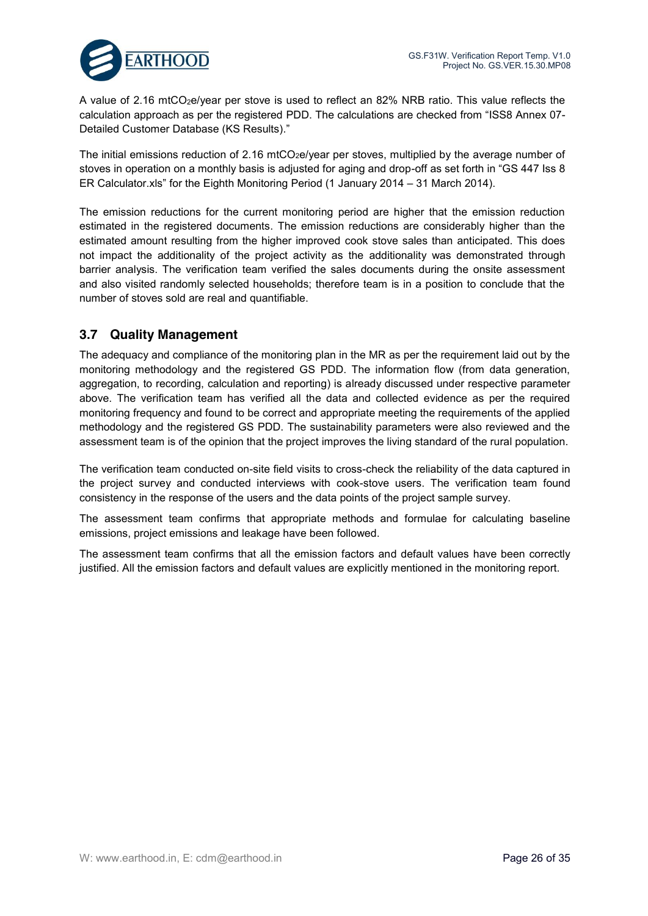A value of 2.16 $mtCO_2e$/year per stove is used to reflect an 82% NRB ratio. This value reflects the calculation approach as per the registered PDD. The calculations are checked from "ISS8 Annex 07-Detailed Customer Database (KS Results)."

The initial emissions reduction of 2.16 $mtCO_2e$/year per stoves, multiplied by the average number of stoves in operation on a monthly basis is adjusted for aging and drop-off as set forth in "GS 447 Iss 8 ER Calculator.xls" for the Eighth Monitoring Period (1 January 2014 – 31 March 2014).

The emission reductions for the current monitoring period are higher that the emission reduction estimated in the registered documents. The emission reductions are considerably higher than the estimated amount resulting from the higher improved cook stove sales than anticipated. This does not impact the additionality of the project activity as the additionality was demonstrated through barrier analysis. The verification team verified the sales documents during the onsite assessment and also visited randomly selected households; therefore team is in a position to conclude that the number of stoves sold are real and quantifiable.

## 3.7 Quality Management

The adequacy and compliance of the monitoring plan in the MR as per the requirement laid out by the monitoring methodology and the registered GS PDD. The information flow (from data generation, aggregation, to recording, calculation and reporting) is already discussed under respective parameter above. The verification team has verified all the data and collected evidence as per the required monitoring frequency and found to be correct and appropriate meeting the requirements of the applied methodology and the registered GS PDD. The sustainability parameters were also reviewed and the assessment team is of the opinion that the project improves the living standard of the rural population.

The verification team conducted on-site field visits to cross-check the reliability of the data captured in the project survey and conducted interviews with cook-stove users. The verification team found consistency in the response of the users and the data points of the project sample survey.

The assessment team confirms that appropriate methods and formulae for calculating baseline emissions, project emissions and leakage have been followed.

The assessment team confirms that all the emission factors and default values have been correctly justified. All the emission factors and default values are explicitly mentioned in the monitoring report.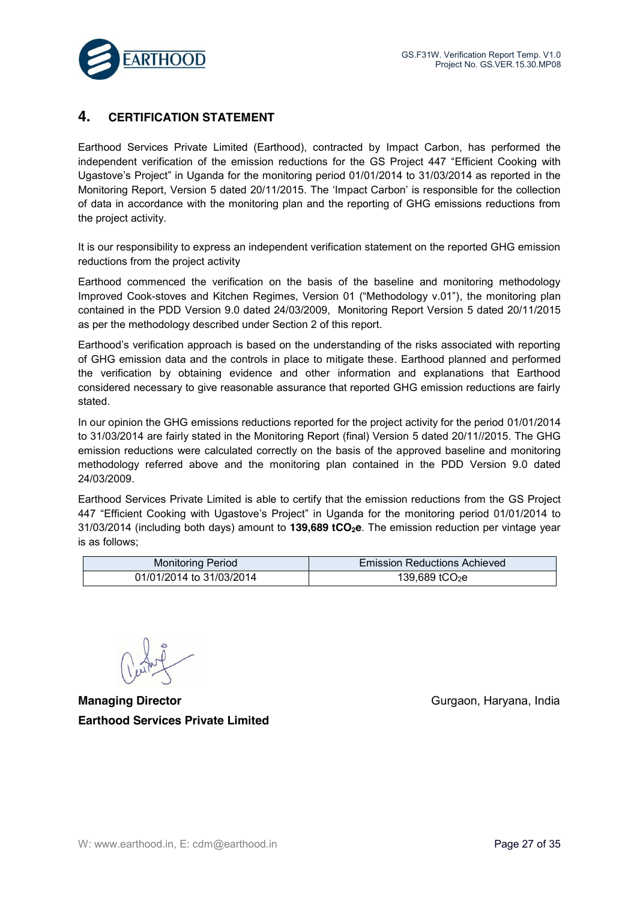## 4. CERTIFICATION STATEMENT

Earthood Services Private Limited (Earthood), contracted by Impact Carbon, has performed the independent verification of the emission reductions for the GS Project 447 "Efficient Cooking with Ugastove's Project" in Uganda for the monitoring period 01/01/2014 to 31/03/2014 as reported in the Monitoring Report, Version 5 dated 20/11/2015. The 'Impact Carbon' is responsible for the collection of data in accordance with the monitoring plan and the reporting of GHG emissions reductions from the project activity.

It is our responsibility to express an independent verification statement on the reported GHG emission reductions from the project activity

Earthood commenced the verification on the basis of the baseline and monitoring methodology Improved Cook-stoves and Kitchen Regimes, Version 01 ("Methodology v.01"), the monitoring plan contained in the PDD Version 9.0 dated 24/03/2009, Monitoring Report Version 5 dated 20/11/2015 as per the methodology described under Section 2 of this report.

Earthood's verification approach is based on the understanding of the risks associated with reporting of GHG emission data and the controls in place to mitigate these. Earthood planned and performed the verification by obtaining evidence and other information and explanations that Earthood considered necessary to give reasonable assurance that reported GHG emission reductions are fairly stated.

In our opinion the GHG emissions reductions reported for the project activity for the period 01/01/2014 to 31/03/2014 are fairly stated in the Monitoring Report (final) Version 5 dated 20/11//2015. The GHG emission reductions were calculated correctly on the basis of the approved baseline and monitoring methodology referred above and the monitoring plan contained in the PDD Version 9.0 dated 24/03/2009.

Earthood Services Private Limited is able to certify that the emission reductions from the GS Project 447 "Efficient Cooking with Ugastove's Project" in Uganda for the monitoring period 01/01/2014 to 31/03/2014 (including both days) amount to **139,689 $tCO_2e$**. The emission reduction per vintage year is as follows;

| Monitoring Period | Emission Reductions Achieved |
|---|---|
| 01/01/2014 to 31/03/2014 | 139,689 $tCO_2e$ |

**Managing Director**
**Earthood Services Private Limited**

Gurgaon, Haryana, India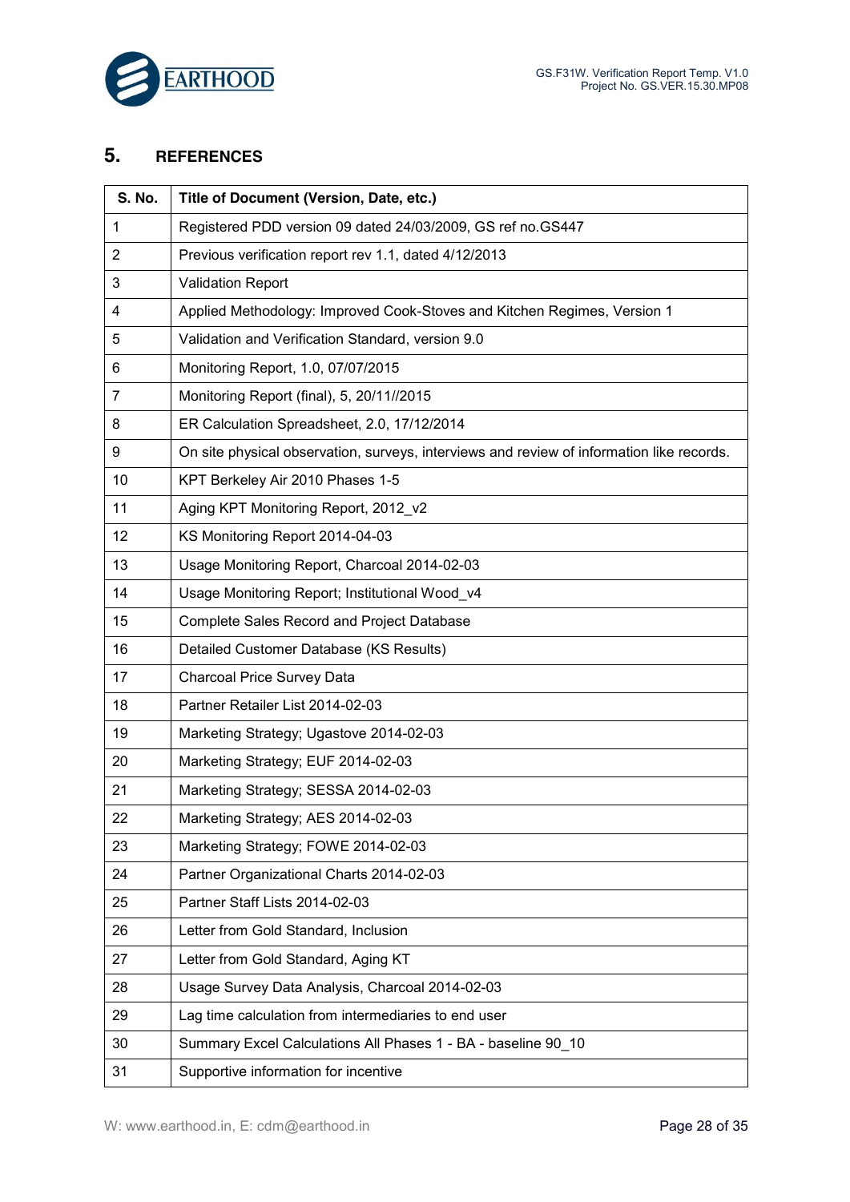## 5. REFERENCES

| S. No. | Title of Document (Version, Date, etc.) |
|---|---|
| 1 | Registered PDD version 09 dated 24/03/2009, GS ref no.GS447 |
| 2 | Previous verification report rev 1.1, dated 4/12/2013 |
| 3 | Validation Report |
| 4 | Applied Methodology: Improved Cook-Stoves and Kitchen Regimes, Version 1 |
| 5 | Validation and Verification Standard, version 9.0 |
| 6 | Monitoring Report, 1.0, 07/07/2015 |
| 7 | Monitoring Report (final), 5, 20/11//2015 |
| 8 | ER Calculation Spreadsheet, 2.0, 17/12/2014 |
| 9 | On site physical observation, surveys, interviews and review of information like records. |
| 10 | KPT Berkeley Air 2010 Phases 1-5 |
| 11 | Aging KPT Monitoring Report, 2012_v2 |
| 12 | KS Monitoring Report 2014-04-03 |
| 13 | Usage Monitoring Report, Charcoal 2014-02-03 |
| 14 | Usage Monitoring Report; Institutional Wood_v4 |
| 15 | Complete Sales Record and Project Database |
| 16 | Detailed Customer Database (KS Results) |
| 17 | Charcoal Price Survey Data |
| 18 | Partner Retailer List 2014-02-03 |
| 19 | Marketing Strategy; Ugastove 2014-02-03 |
| 20 | Marketing Strategy; EUF 2014-02-03 |
| 21 | Marketing Strategy; SESSA 2014-02-03 |
| 22 | Marketing Strategy; AES 2014-02-03 |
| 23 | Marketing Strategy; FOWE 2014-02-03 |
| 24 | Partner Organizational Charts 2014-02-03 |
| 25 | Partner Staff Lists 2014-02-03 |
| 26 | Letter from Gold Standard, Inclusion |
| 27 | Letter from Gold Standard, Aging KT |
| 28 | Usage Survey Data Analysis, Charcoal 2014-02-03 |
| 29 | Lag time calculation from intermediaries to end user |
| 30 | Summary Excel Calculations All Phases 1 - BA - baseline 90_10 |
| 31 | Supportive information for incentive |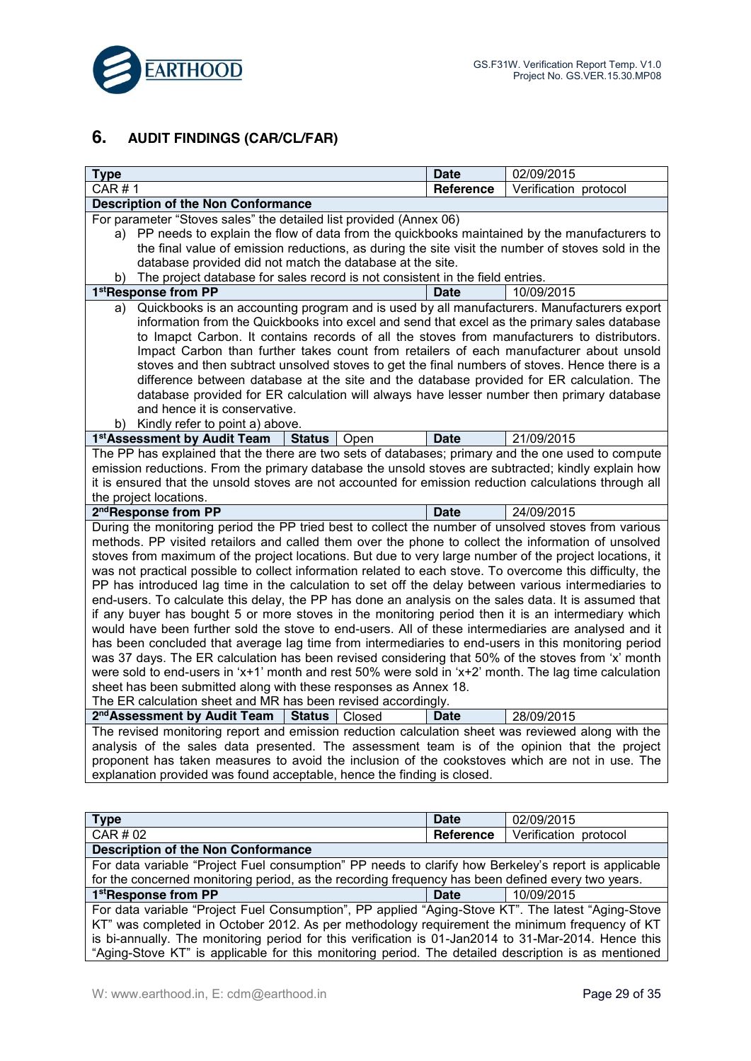## 6. AUDIT FINDINGS (CAR/CL/FAR)

| Type | | | Date | 02/09/2015 |
|---|---|---|---|---|
| CAR # 1 | | | Reference | Verification protocol |
| **Description of the Non Conformance** | | | | |
| For parameter "Stoves sales" the detailed list provided (Annex 06)<br>a) PP needs to explain the flow of data from the quickbooks maintained by the manufacturers to the final value of emission reductions, as during the site visit the number of stoves sold in the database provided did not match the database at the site.<br>b) The project database for sales record is not consistent in the field entries. | | | | |
| **1[st]Response from PP** | | | **Date** | 10/09/2015 |
| a) Quickbooks is an accounting program and is used by all manufacturers. Manufacturers export information from the Quickbooks into excel and send that excel as the primary sales database to Imapct Carbon. It contains records of all the stoves from manufacturers to distributors. Impact Carbon than further takes count from retailers of each manufacturer about unsold stoves and then subtract unsolved stoves to get the final numbers of stoves. Hence there is a difference between database at the site and the database provided for ER calculation. The database provided for ER calculation will always have lesser number then primary database and hence it is conservative.<br>b) Kindly refer to point a) above. | | | | |
| **1[st]Assessment by Audit Team** | **Status** | Open | **Date** | 21/09/2015 |
| The PP has explained that the there are two sets of databases; primary and the one used to compute emission reductions. From the primary database the unsold stoves are subtracted; kindly explain how it is ensured that the unsold stoves are not accounted for emission reduction calculations through all the project locations. | | | | |
| **2[nd]Response from PP** | | | **Date** | 24/09/2015 |
| During the monitoring period the PP tried best to collect the number of unsolved stoves from various methods. PP visited retailors and called them over the phone to collect the information of unsolved stoves from maximum of the project locations. But due to very large number of the project locations, it was not practical possible to collect information related to each stove. To overcome this difficulty, the PP has introduced lag time in the calculation to set off the delay between various intermediaries to end-users. To calculate this delay, the PP has done an analysis on the sales data. It is assumed that if any buyer has bought 5 or more stoves in the monitoring period then it is an intermediary which would have been further sold the stove to end-users. All of these intermediaries are analysed and it has been concluded that average lag time from intermediaries to end-users in this monitoring period was 37 days. The ER calculation has been revised considering that 50% of the stoves from 'x' month were sold to end-users in 'x+1' month and rest 50% were sold in 'x+2' month. The lag time calculation sheet has been submitted along with these responses as Annex 18.<br>The ER calculation sheet and MR has been revised accordingly. | | | | |
| **2[nd]Assessment by Audit Team** | **Status** | Closed | **Date** | 28/09/2015 |
| The revised monitoring report and emission reduction calculation sheet was reviewed along with the analysis of the sales data presented. The assessment team is of the opinion that the project proponent has taken measures to avoid the inclusion of the cookstoves which are not in use. The explanation provided was found acceptable, hence the finding is closed. | | | | |

| Type | Date | 02/09/2015 |
|---|---|---|
| CAR # 02 | Reference | Verification protocol |
| **Description of the Non Conformance** | | |
| For data variable "Project Fuel consumption" PP needs to clarify how Berkeley's report is applicable for the concerned monitoring period, as the recording frequency has been defined every two years. | | |
| **1[st]Response from PP** | **Date** | 10/09/2015 |
| For data variable "Project Fuel Consumption", PP applied "Aging-Stove KT". The latest "Aging-Stove KT" was completed in October 2012. As per methodology requirement the minimum frequency of KT is bi-annually. The monitoring period for this verification is 01-Jan2014 to 31-Mar-2014. Hence this "Aging-Stove KT" is applicable for this monitoring period. The detailed description is as mentioned | | |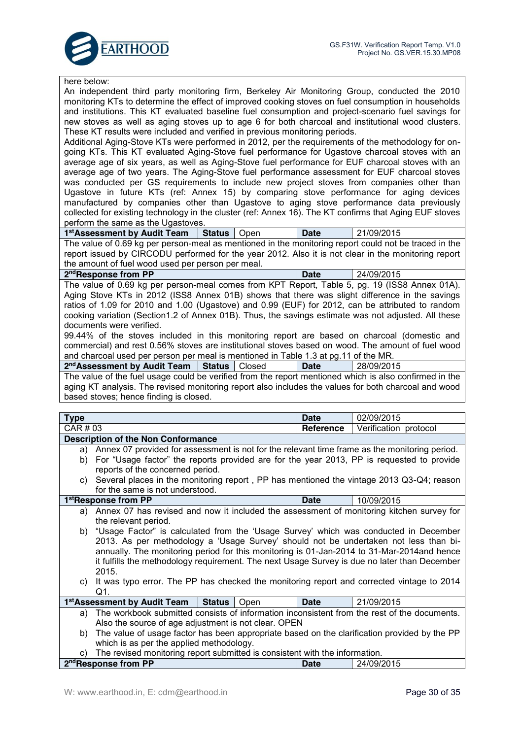here below:

An independent third party monitoring firm, Berkeley Air Monitoring Group, conducted the 2010 monitoring KTs to determine the effect of improved cooking stoves on fuel consumption in households and institutions. This KT evaluated baseline fuel consumption and project-scenario fuel savings for new stoves as well as aging stoves up to age 6 for both charcoal and institutional wood clusters. These KT results were included and verified in previous monitoring periods.

Additional Aging-Stove KTs were performed in 2012, per the requirements of the methodology for on-going KTs. This KT evaluated Aging-Stove fuel performance for Ugastove charcoal stoves with an average age of six years, as well as Aging-Stove fuel performance for EUF charcoal stoves with an average age of two years. The Aging-Stove fuel performance assessment for EUF charcoal stoves was conducted per GS requirements to include new project stoves from companies other than Ugastove in future KTs (ref: Annex 15) by comparing stove performance for aging devices manufactured by companies other than Ugastove to aging stove performance data previously collected for existing technology in the cluster (ref: Annex 16). The KT confirms that Aging EUF stoves perform the same as the Ugastoves.

| **1st Assessment by Audit Team** | **Status** | Open | **Date** | 21/09/2015 |
|---|---|---|---|---|

The value of 0.69 kg per person-meal as mentioned in the monitoring report could not be traced in the report issued by CIRCODU performed for the year 2012. Also it is not clear in the monitoring report the amount of fuel wood used per person per meal.

| **2nd Response from PP** | **Date** | 24/09/2015 |
|---|---|---|

The value of 0.69 kg per person-meal comes from KPT Report, Table 5, pg. 19 (ISS8 Annex 01A). Aging Stove KTs in 2012 (ISS8 Annex 01B) shows that there was slight difference in the savings ratios of 1.09 for 2010 and 0.99 (EUF) for 2012, can be attributed to random cooking variation (Section1.2 of Annex 01B). Thus, the savings estimate was not adjusted. All these documents were verified.

99.44% of the stoves included in this monitoring report are based on charcoal (domestic and commercial) and rest 0.56% stoves are institutional stoves based on wood. The amount of fuel wood and charcoal used per person per meal is mentioned in Table 1.3 at pg.11 of the MR.

| **2nd Assessment by Audit Team** | **Status** | Closed | **Date** | 28/09/2015 |
|---|---|---|---|---|

The value of the fuel usage could be verified from the report mentioned which is also confirmed in the aging KT analysis. The revised monitoring report also includes the values for both charcoal and wood based stoves; hence finding is closed.

| **Type** | **Date** | 02/09/2015 |
|---|---|---|
| CAR # 03 | **Reference** | Verification protocol |

**Description of the Non Conformance**

a) Annex 07 provided for assessment is not for the relevant time frame as the monitoring period.
b) For "Usage factor" the reports provided are for the year 2013, PP is requested to provide reports of the concerned period.
c) Several places in the monitoring report , PP has mentioned the vintage 2013 Q3-Q4; reason for the same is not understood.

| **1st Response from PP** | **Date** | 10/09/2015 |
|---|---|---|

a) Annex 07 has revised and now it included the assessment of monitoring kitchen survey for the relevant period.
b) "Usage Factor" is calculated from the 'Usage Survey' which was conducted in December 2013. As per methodology a 'Usage Survey' should not be undertaken not less than bi-annually. The monitoring period for this monitoring is 01-Jan-2014 to 31-Mar-2014and hence it fulfills the methodology requirement. The next Usage Survey is due no later than December 2015.
c) It was typo error. The PP has checked the monitoring report and corrected vintage to 2014 Q1.

| **1st Assessment by Audit Team** | **Status** | Open | **Date** | 21/09/2015 |
|---|---|---|---|---|

a) The workbook submitted consists of information inconsistent from the rest of the documents. Also the source of age adjustment is not clear. OPEN
b) The value of usage factor has been appropriate based on the clarification provided by the PP which is as per the applied methodology.
c) The revised monitoring report submitted is consistent with the information.

| **2nd Response from PP** | **Date** | 24/09/2015 |
|---|---|---|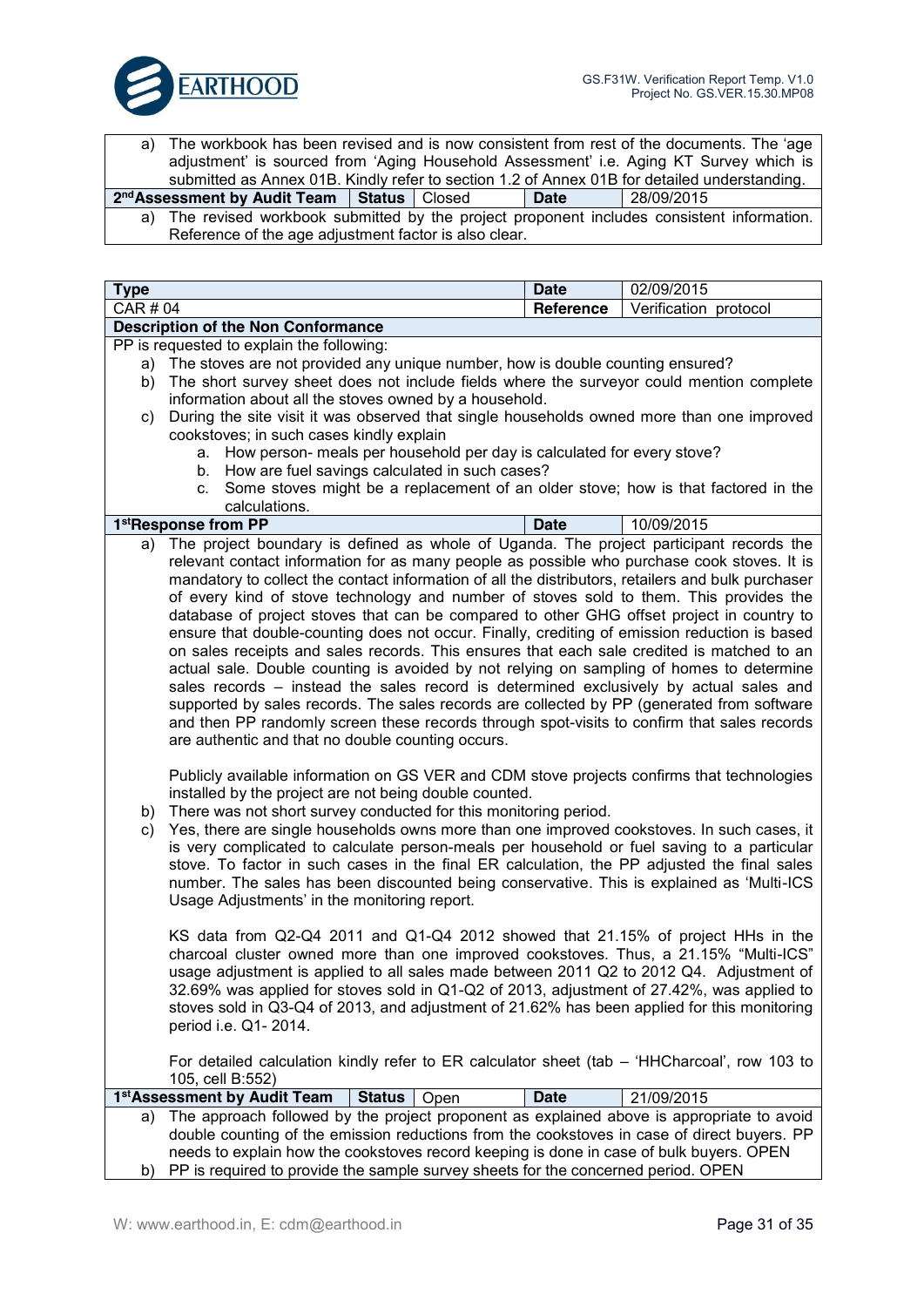| | | | | |
|---|---|---|---|---|
| a) The workbook has been revised and is now consistent from rest of the documents. The 'age adjustment' is sourced from 'Aging Household Assessment' i.e. Aging KT Survey which is submitted as Annex 01B. Kindly refer to section 1.2 of Annex 01B for detailed understanding. | | | | |
| **2nd Assessment by Audit Team** | **Status** | Closed | **Date** | 28/09/2015 |
| a) The revised workbook submitted by the project proponent includes consistent information. Reference of the age adjustment factor is also clear. | | | | |

| | | |
|---|---|---|
| **Type** | **Date** | 02/09/2015 |
| CAR # 04 | **Reference** | Verification protocol |

**Description of the Non Conformance**

PP is requested to explain the following:

a) The stoves are not provided any unique number, how is double counting ensured?

b) The short survey sheet does not include fields where the surveyor could mention complete information about all the stoves owned by a household.

c) During the site visit it was observed that single households owned more than one improved cookstoves; in such cases kindly explain

   a. How person- meals per household per day is calculated for every stove?

   b. How are fuel savings calculated in such cases?

   c. Some stoves might be a replacement of an older stove; how is that factored in the calculations.

| | | |
|---|---|---|
| **1stResponse from PP** | **Date** | 10/09/2015 |

a) The project boundary is defined as whole of Uganda. The project participant records the relevant contact information for as many people as possible who purchase cook stoves. It is mandatory to collect the contact information of all the distributors, retailers and bulk purchaser of every kind of stove technology and number of stoves sold to them. This provides the database of project stoves that can be compared to other GHG offset project in country to ensure that double-counting does not occur. Finally, crediting of emission reduction is based on sales receipts and sales records. This ensures that each sale credited is matched to an actual sale. Double counting is avoided by not relying on sampling of homes to determine sales records – instead the sales record is determined exclusively by actual sales and supported by sales records. The sales records are collected by PP (generated from software and then PP randomly screen these records through spot-visits to confirm that sales records are authentic and that no double counting occurs.

Publicly available information on GS VER and CDM stove projects confirms that technologies installed by the project are not being double counted.

b) There was not short survey conducted for this monitoring period.

c) Yes, there are single households owns more than one improved cookstoves. In such cases, it is very complicated to calculate person-meals per household or fuel saving to a particular stove. To factor in such cases in the final ER calculation, the PP adjusted the final sales number. The sales has been discounted being conservative. This is explained as 'Multi-ICS Usage Adjustments' in the monitoring report.

KS data from Q2-Q4 2011 and Q1-Q4 2012 showed that 21.15% of project HHs in the charcoal cluster owned more than one improved cookstoves. Thus, a 21.15% "Multi-ICS" usage adjustment is applied to all sales made between 2011 Q2 to 2012 Q4. Adjustment of 32.69% was applied for stoves sold in Q1-Q2 of 2013, adjustment of 27.42%, was applied to stoves sold in Q3-Q4 of 2013, and adjustment of 21.62% has been applied for this monitoring period i.e. Q1- 2014.

For detailed calculation kindly refer to ER calculator sheet (tab – 'HHCharcoal', row 103 to 105, cell B:552)

| | | | | |
|---|---|---|---|---|
| **1st Assessment by Audit Team** | **Status** | Open | **Date** | 21/09/2015 |

a) The approach followed by the project proponent as explained above is appropriate to avoid double counting of the emission reductions from the cookstoves in case of direct buyers. PP needs to explain how the cookstoves record keeping is done in case of bulk buyers. OPEN

b) PP is required to provide the sample survey sheets for the concerned period. OPEN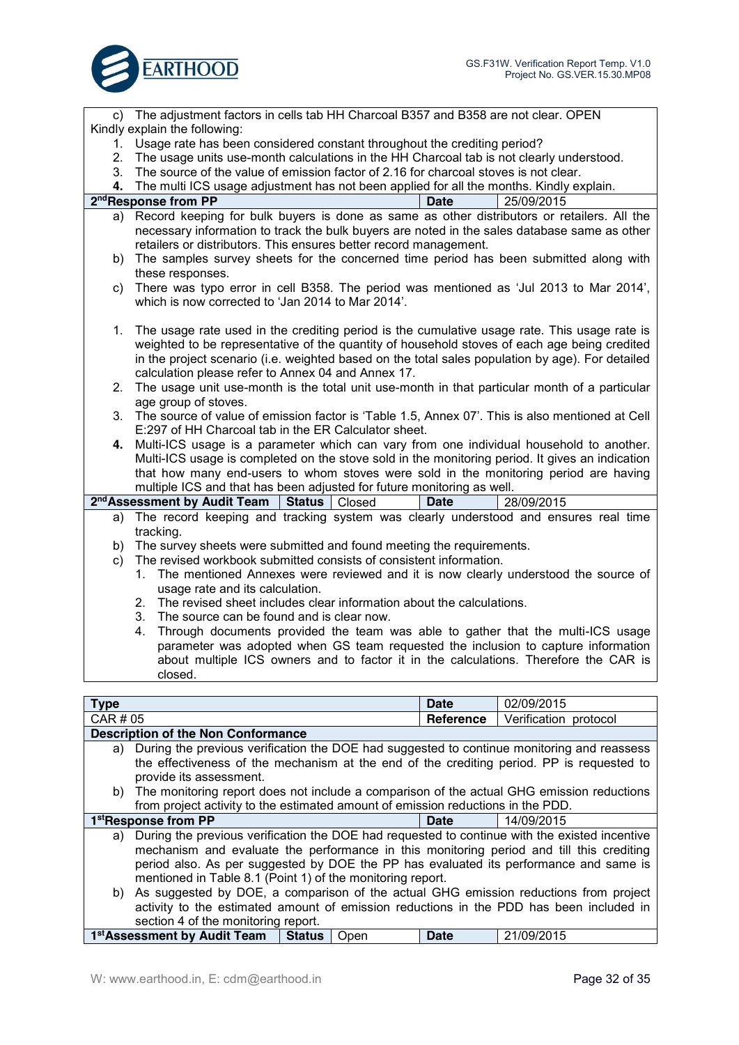| | | | | |
|---|---|---|---|---|
| c) The adjustment factors in cells tab HH Charcoal B357 and B358 are not clear. OPEN<br>Kindly explain the following:<br>1. Usage rate has been considered constant throughout the crediting period?<br>2. The usage units use-month calculations in the HH Charcoal tab is not clearly understood.<br>3. The source of the value of emission factor of 2.16 for charcoal stoves is not clear.<br>4. The multi ICS usage adjustment has not been applied for all the months. Kindly explain. | | | | |
| **2nd Response from PP** | | | **Date** | 25/09/2015 |
| a) Record keeping for bulk buyers is done as same as other distributors or retailers. All the necessary information to track the bulk buyers are noted in the sales database same as other retailers or distributors. This ensures better record management.<br>b) The samples survey sheets for the concerned time period has been submitted along with these responses.<br>c) There was typo error in cell B358. The period was mentioned as 'Jul 2013 to Mar 2014', which is now corrected to 'Jan 2014 to Mar 2014'.<br><br>1. The usage rate used in the crediting period is the cumulative usage rate. This usage rate is weighted to be representative of the quantity of household stoves of each age being credited in the project scenario (i.e. weighted based on the total sales population by age). For detailed calculation please refer to Annex 04 and Annex 17.<br>2. The usage unit use-month is the total unit use-month in that particular month of a particular age group of stoves.<br>3. The source of value of emission factor is 'Table 1.5, Annex 07'. This is also mentioned at Cell E:297 of HH Charcoal tab in the ER Calculator sheet.<br>4. Multi-ICS usage is a parameter which can vary from one individual household to another. Multi-ICS usage is completed on the stove sold in the monitoring period. It gives an indication that how many end-users to whom stoves were sold in the monitoring period are having multiple ICS and that has been adjusted for future monitoring as well. | | | | |
| **2nd Assessment by Audit Team** | **Status** | Closed | **Date** | 28/09/2015 |
| a) The record keeping and tracking system was clearly understood and ensures real time tracking.<br>b) The survey sheets were submitted and found meeting the requirements.<br>c) The revised workbook submitted consists of consistent information.<br>1. The mentioned Annexes were reviewed and it is now clearly understood the source of usage rate and its calculation.<br>2. The revised sheet includes clear information about the calculations.<br>3. The source can be found and is clear now.<br>4. Through documents provided the team was able to gather that the multi-ICS usage parameter was adopted when GS team requested the inclusion to capture information about multiple ICS owners and to factor it in the calculations. Therefore the CAR is closed. | | | | |

| | | | | |
|---|---|---|---|---|
| **Type** | | | **Date** | 02/09/2015 |
| CAR # 05 | | | **Reference** | Verification protocol |
| **Description of the Non Conformance** | | | | |
| a) During the previous verification the DOE had suggested to continue monitoring and reassess the effectiveness of the mechanism at the end of the crediting period. PP is requested to provide its assessment.<br>b) The monitoring report does not include a comparison of the actual GHG emission reductions from project activity to the estimated amount of emission reductions in the PDD. | | | | |
| **1st Response from PP** | | | **Date** | 14/09/2015 |
| a) During the previous verification the DOE had requested to continue with the existed incentive mechanism and evaluate the performance in this monitoring period and till this crediting period also. As per suggested by DOE the PP has evaluated its performance and same is mentioned in Table 8.1 (Point 1) of the monitoring report.<br>b) As suggested by DOE, a comparison of the actual GHG emission reductions from project activity to the estimated amount of emission reductions in the PDD has been included in section 4 of the monitoring report. | | | | |
| **1st Assessment by Audit Team** | **Status** | Open | **Date** | 21/09/2015 |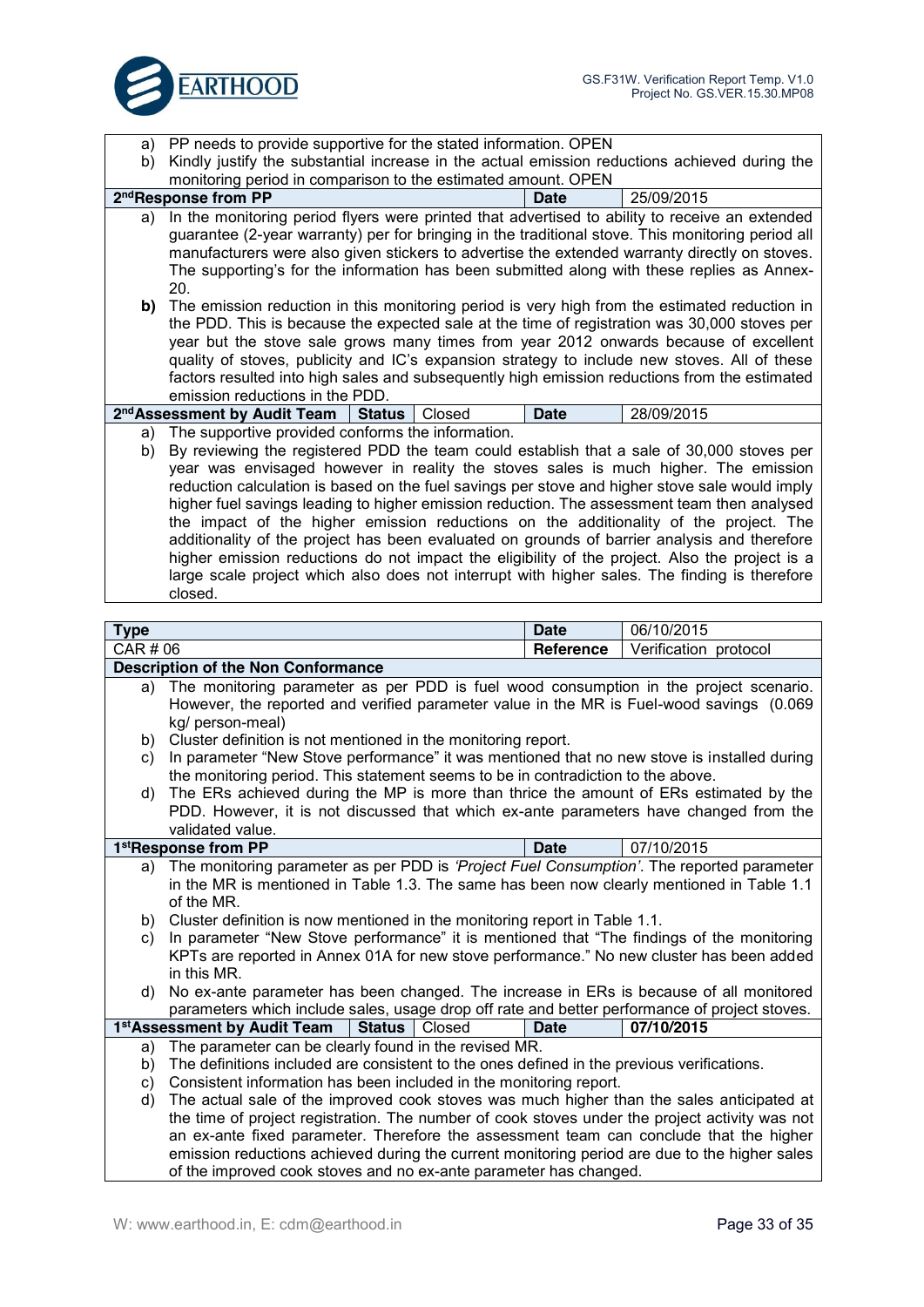| | | | | |
|---|---|---|---|---|
| a) PP needs to provide supportive for the stated information. OPEN<br>b) Kindly justify the substantial increase in the actual emission reductions achieved during the monitoring period in comparison to the estimated amount. OPEN | | | | |
| **2nd Response from PP** | | | **Date** | 25/09/2015 |
| a) In the monitoring period flyers were printed that advertised to ability to receive an extended guarantee (2-year warranty) per for bringing in the traditional stove. This monitoring period all manufacturers were also given stickers to advertise the extended warranty directly on stoves. The supporting's for the information has been submitted along with these replies as Annex-20.<br>**b)** The emission reduction in this monitoring period is very high from the estimated reduction in the PDD. This is because the expected sale at the time of registration was 30,000 stoves per year but the stove sale grows many times from year 2012 onwards because of excellent quality of stoves, publicity and IC's expansion strategy to include new stoves. All of these factors resulted into high sales and subsequently high emission reductions from the estimated emission reductions in the PDD. | | | | |
| **2nd Assessment by Audit Team** | **Status** | Closed | **Date** | 28/09/2015 |
| a) The supportive provided conforms the information.<br>b) By reviewing the registered PDD the team could establish that a sale of 30,000 stoves per year was envisaged however in reality the stoves sales is much higher. The emission reduction calculation is based on the fuel savings per stove and higher stove sale would imply higher fuel savings leading to higher emission reduction. The assessment team then analysed the impact of the higher emission reductions on the additionality of the project. The additionality of the project has been evaluated on grounds of barrier analysis and therefore higher emission reductions do not impact the eligibility of the project. Also the project is a large scale project which also does not interrupt with higher sales. The finding is therefore closed. | | | | |

| **Type** | | | **Date** | 06/10/2015 |
|---|---|---|---|---|
| CAR # 06 | | | **Reference** | Verification protocol |
| **Description of the Non Conformance** | | | | |
| a) The monitoring parameter as per PDD is fuel wood consumption in the project scenario. However, the reported and verified parameter value in the MR is Fuel-wood savings (0.069 kg/ person-meal)<br>b) Cluster definition is not mentioned in the monitoring report.<br>c) In parameter "New Stove performance" it was mentioned that no new stove is installed during the monitoring period. This statement seems to be in contradiction to the above.<br>d) The ERs achieved during the MP is more than thrice the amount of ERs estimated by the PDD. However, it is not discussed that which ex-ante parameters have changed from the validated value. | | | | |
| **1st Response from PP** | | | **Date** | 07/10/2015 |
| a) The monitoring parameter as per PDD is *'Project Fuel Consumption'*. The reported parameter in the MR is mentioned in Table 1.3. The same has been now clearly mentioned in Table 1.1 of the MR.<br>b) Cluster definition is now mentioned in the monitoring report in Table 1.1.<br>c) In parameter "New Stove performance" it is mentioned that "The findings of the monitoring KPTs are reported in Annex 01A for new stove performance." No new cluster has been added in this MR.<br>d) No ex-ante parameter has been changed. The increase in ERs is because of all monitored parameters which include sales, usage drop off rate and better performance of project stoves. | | | | |
| **1st Assessment by Audit Team** | **Status** | Closed | **Date** | **07/10/2015** |
| a) The parameter can be clearly found in the revised MR.<br>b) The definitions included are consistent to the ones defined in the previous verifications.<br>c) Consistent information has been included in the monitoring report.<br>d) The actual sale of the improved cook stoves was much higher than the sales anticipated at the time of project registration. The number of cook stoves under the project activity was not an ex-ante fixed parameter. Therefore the assessment team can conclude that the higher emission reductions achieved during the current monitoring period are due to the higher sales of the improved cook stoves and no ex-ante parameter has changed. | | | | |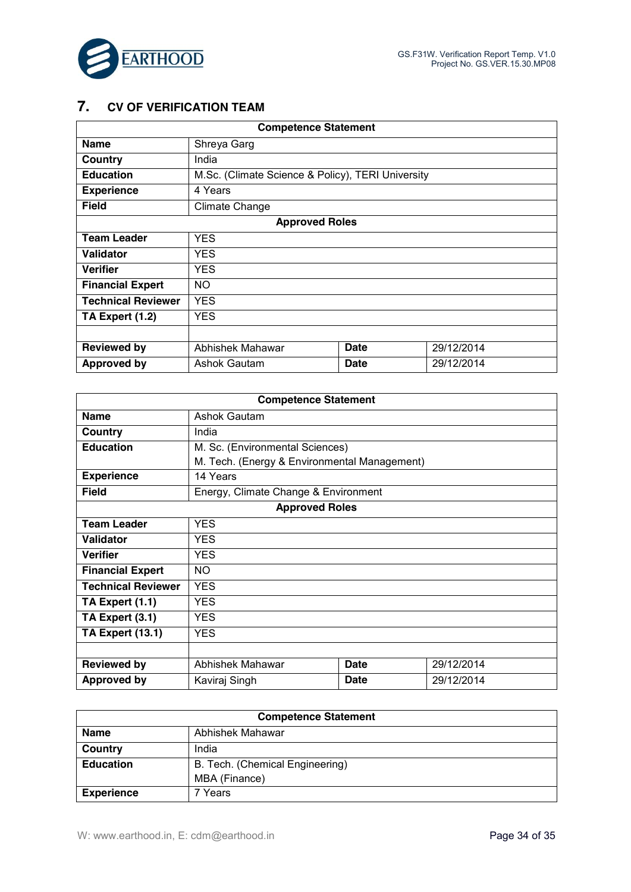## 7. CV OF VERIFICATION TEAM

| Competence Statement | | | |
|---|---|---|---|
| **Name** | Shreya Garg | | |
| **Country** | India | | |
| **Education** | M.Sc. (Climate Science & Policy), TERI University | | |
| **Experience** | 4 Years | | |
| **Field** | Climate Change | | |
| **Approved Roles** | | | |
| **Team Leader** | YES | | |
| **Validator** | YES | | |
| **Verifier** | YES | | |
| **Financial Expert** | NO | | |
| **Technical Reviewer** | YES | | |
| **TA Expert (1.2)** | YES | | |
| | | | |
| **Reviewed by** | Abhishek Mahawar | **Date** | 29/12/2014 |
| **Approved by** | Ashok Gautam | **Date** | 29/12/2014 |

| Competence Statement | | | |
|---|---|---|---|
| **Name** | Ashok Gautam | | |
| **Country** | India | | |
| **Education** | M. Sc. (Environmental Sciences)<br>M. Tech. (Energy & Environmental Management) | | |
| **Experience** | 14 Years | | |
| **Field** | Energy, Climate Change & Environment | | |
| **Approved Roles** | | | |
| **Team Leader** | YES | | |
| **Validator** | YES | | |
| **Verifier** | YES | | |
| **Financial Expert** | NO | | |
| **Technical Reviewer** | YES | | |
| **TA Expert (1.1)** | YES | | |
| **TA Expert (3.1)** | YES | | |
| **TA Expert (13.1)** | YES | | |
| | | | |
| **Reviewed by** | Abhishek Mahawar | **Date** | 29/12/2014 |
| **Approved by** | Kaviraj Singh | **Date** | 29/12/2014 |

| Competence Statement | |
|---|---|
| **Name** | Abhishek Mahawar |
| **Country** | India |
| **Education** | B. Tech. (Chemical Engineering)<br>MBA (Finance) |
| **Experience** | 7 Years |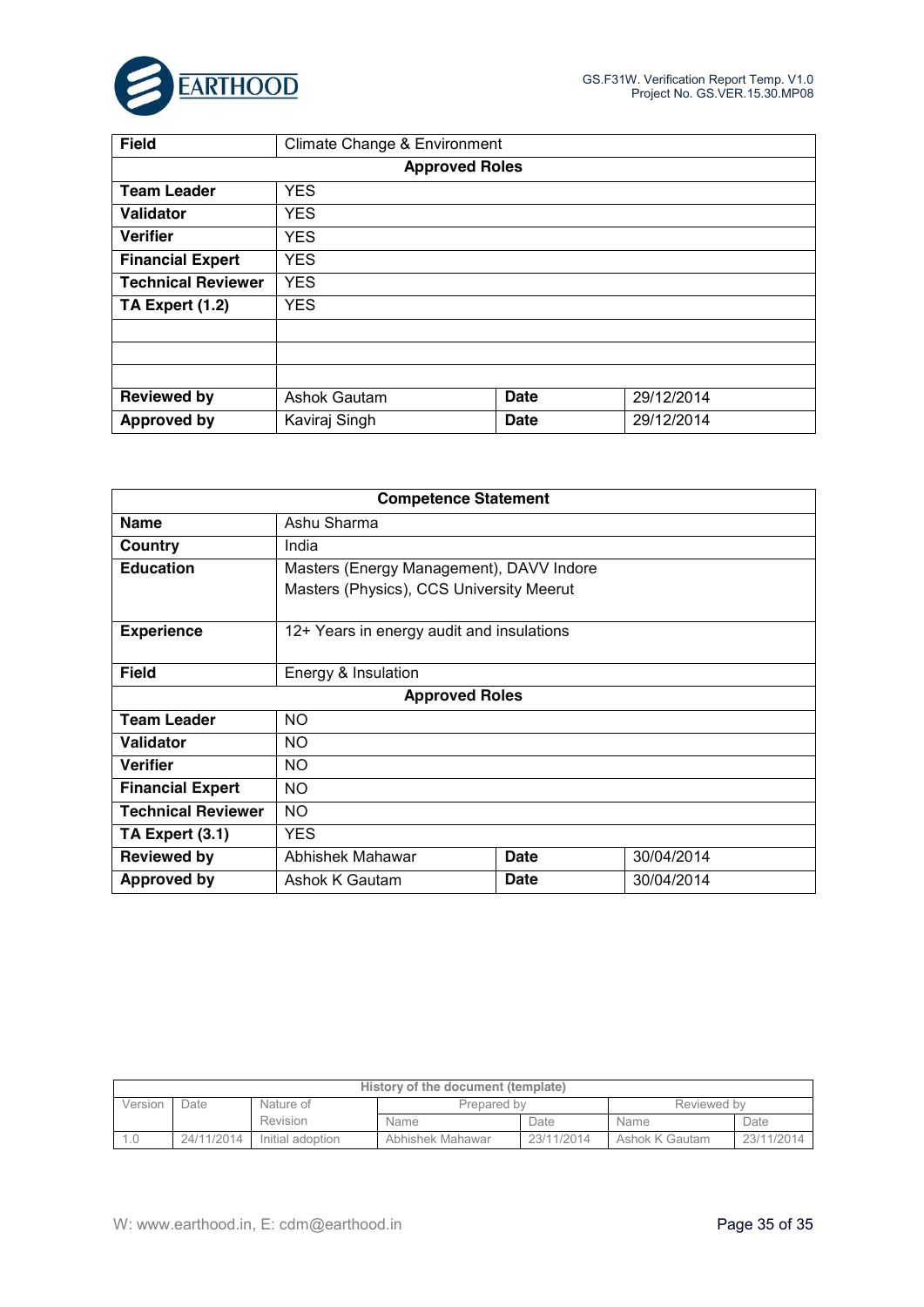| Field | Climate Change & Environment | | |
|---|---|---|---|
| | **Approved Roles** | | |
| **Team Leader** | YES | | |
| **Validator** | YES | | |
| **Verifier** | YES | | |
| **Financial Expert** | YES | | |
| **Technical Reviewer** | YES | | |
| **TA Expert (1.2)** | YES | | |
| | | | |
| | | | |
| | | | |
| **Reviewed by** | Ashok Gautam | **Date** | 29/12/2014 |
| **Approved by** | Kaviraj Singh | **Date** | 29/12/2014 |

| | **Competence Statement** | | |
|---|---|---|---|
| **Name** | Ashu Sharma | | |
| **Country** | India | | |
| **Education** | Masters (Energy Management), DAVV Indore<br>Masters (Physics), CCS University Meerut | | |
| **Experience** | 12+ Years in energy audit and insulations | | |
| **Field** | Energy & Insulation | | |
| | **Approved Roles** | | |
| **Team Leader** | NO | | |
| **Validator** | NO | | |
| **Verifier** | NO | | |
| **Financial Expert** | NO | | |
| **Technical Reviewer** | NO | | |
| **TA Expert (3.1)** | YES | | |
| **Reviewed by** | Abhishek Mahawar | **Date** | 30/04/2014 |
| **Approved by** | Ashok K Gautam | **Date** | 30/04/2014 |

| History of the document (template) | | | | | | |
|---|---|---|---|---|---|---|
| Version | Date | Nature of Revision | Prepared by | | Reviewed by | |
| | | | Name | Date | Name | Date |
| 1.0 | 24/11/2014 | Initial adoption | Abhishek Mahawar | 23/11/2014 | Ashok K Gautam | 23/11/2014 |